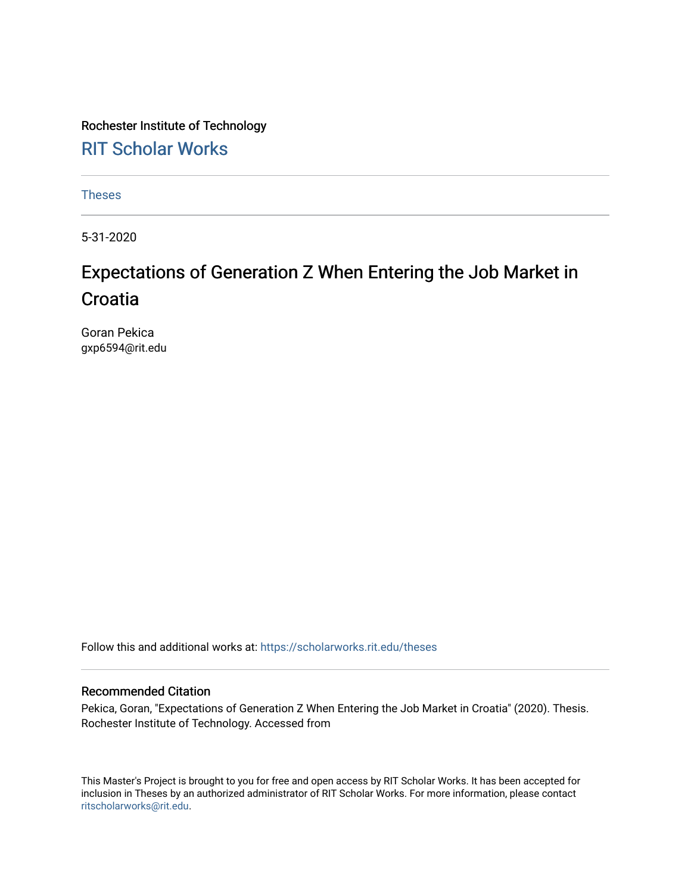Rochester Institute of Technology

# RIT Scholar Works

Theses

5-31-2020

# Expectations of Generation Z When Entering the Job Market in Croatia

Goran Pekica
gxp6594@rit.edu

Follow this and additional works at: https://scholarworks.rit.edu/theses

## Recommended Citation

Pekica, Goran, "Expectations of Generation Z When Entering the Job Market in Croatia" (2020). Thesis. Rochester Institute of Technology. Accessed from

This Master's Project is brought to you for free and open access by RIT Scholar Works. It has been accepted for inclusion in Theses by an authorized administrator of RIT Scholar Works. For more information, please contact ritscholarworks@rit.edu.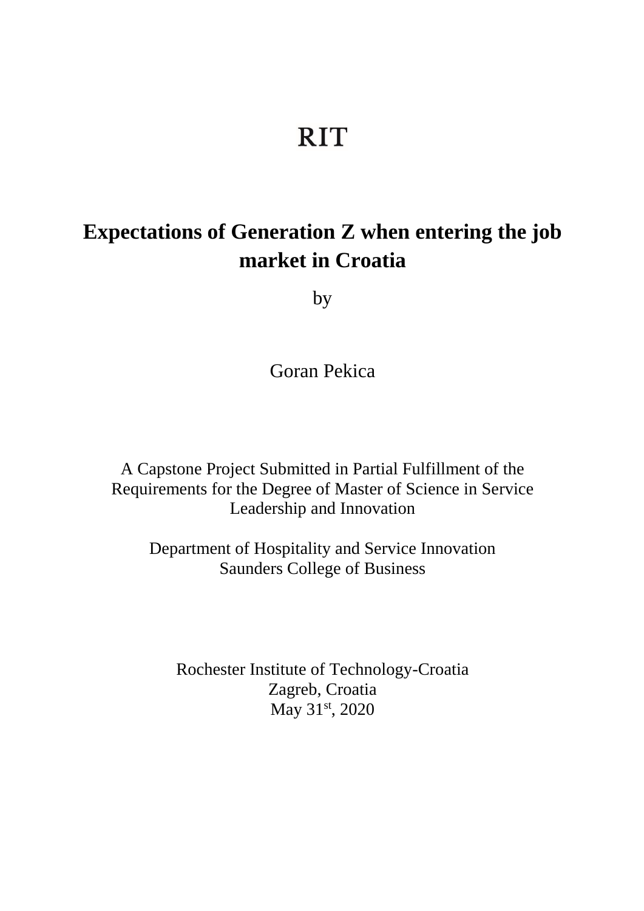RIT

# Expectations of Generation Z when entering the job market in Croatia

by

Goran Pekica

A Capstone Project Submitted in Partial Fulfillment of the Requirements for the Degree of Master of Science in Service Leadership and Innovation

Department of Hospitality and Service Innovation
Saunders College of Business

Rochester Institute of Technology-Croatia
Zagreb, Croatia
May 31st, 2020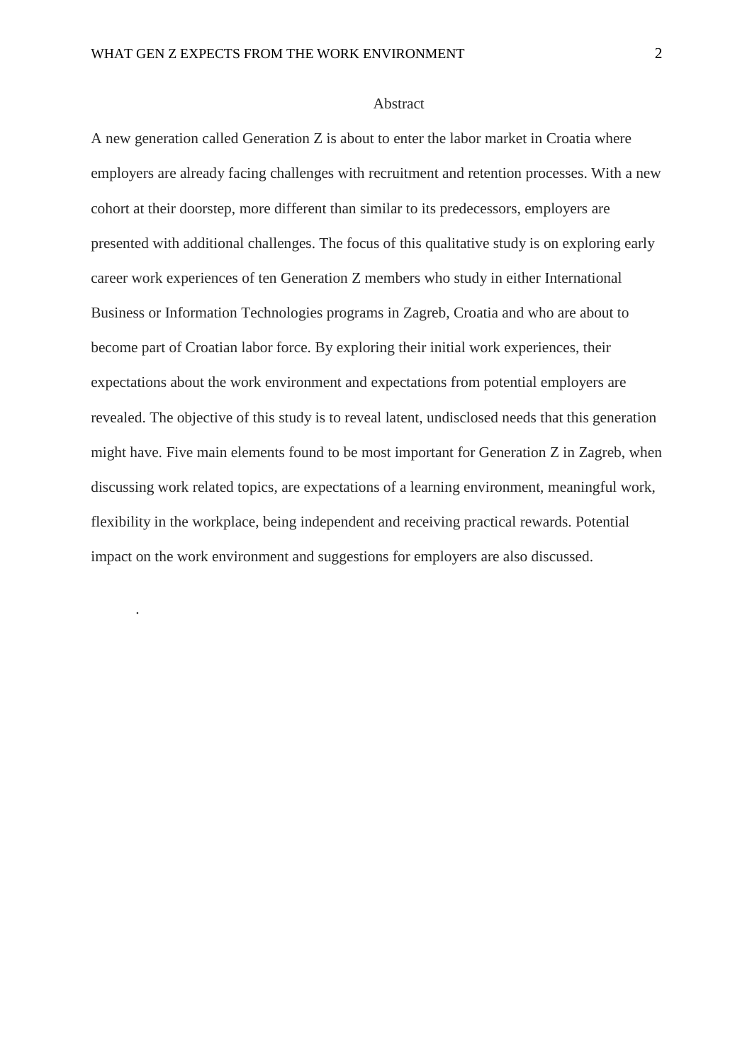# Abstract

A new generation called Generation Z is about to enter the labor market in Croatia where employers are already facing challenges with recruitment and retention processes. With a new cohort at their doorstep, more different than similar to its predecessors, employers are presented with additional challenges. The focus of this qualitative study is on exploring early career work experiences of ten Generation Z members who study in either International Business or Information Technologies programs in Zagreb, Croatia and who are about to become part of Croatian labor force. By exploring their initial work experiences, their expectations about the work environment and expectations from potential employers are revealed. The objective of this study is to reveal latent, undisclosed needs that this generation might have. Five main elements found to be most important for Generation Z in Zagreb, when discussing work related topics, are expectations of a learning environment, meaningful work, flexibility in the workplace, being independent and receiving practical rewards. Potential impact on the work environment and suggestions for employers are also discussed.

.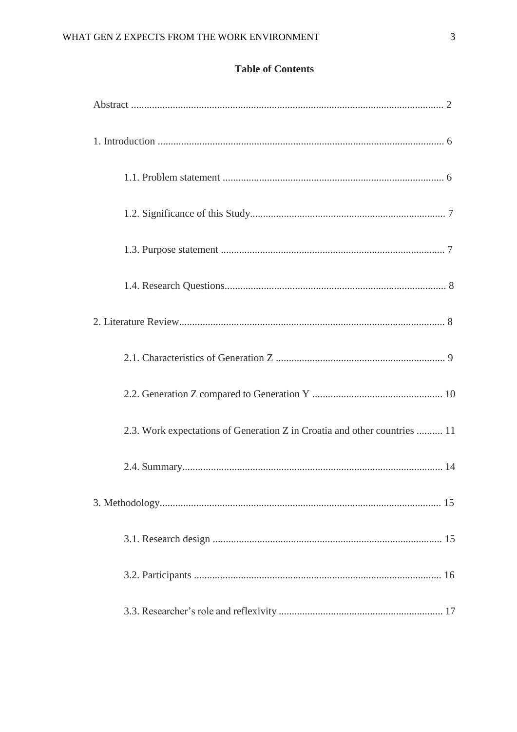# Table of Contents

Abstract ........................................................................................................................ 2

1. Introduction .............................................................................................................. 6

  1.1. Problem statement ..................................................................................... 6

  1.2. Significance of this Study........................................................................... 7

  1.3. Purpose statement ...................................................................................... 7

  1.4. Research Questions..................................................................................... 8

2. Literature Review...................................................................................................... 8

  2.1. Characteristics of Generation Z ................................................................. 9

  2.2. Generation Z compared to Generation Y .................................................. 10

  2.3. Work expectations of Generation Z in Croatia and other countries .......... 11

  2.4. Summary.................................................................................................... 14

3. Methodology............................................................................................................ 15

  3.1. Research design ........................................................................................ 15

  3.2. Participants ............................................................................................... 16

  3.3. Researcher's role and reflexivity ............................................................... 17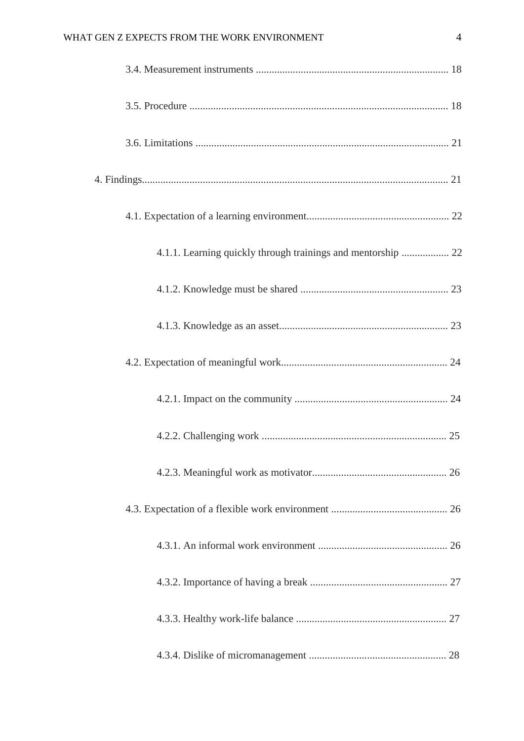3.4. Measurement instruments ........................................................................ 18

3.5. Procedure ................................................................................................. 18

3.6. Limitations ............................................................................................... 21

4. Findings.................................................................................................................. 21

4.1. Expectation of a learning environment..................................................... 22

4.1.1. Learning quickly through trainings and mentorship ................. 22

4.1.2. Knowledge must be shared ........................................................ 23

4.1.3. Knowledge as an asset................................................................ 23

4.2. Expectation of meaningful work............................................................... 24

4.2.1. Impact on the community .......................................................... 24

4.2.2. Challenging work ...................................................................... 25

4.2.3. Meaningful work as motivator................................................... 26

4.3. Expectation of a flexible work environment ............................................ 26

4.3.1. An informal work environment ................................................. 26

4.3.2. Importance of having a break .................................................... 27

4.3.3. Healthy work-life balance ......................................................... 27

4.3.4. Dislike of micromanagement .................................................... 28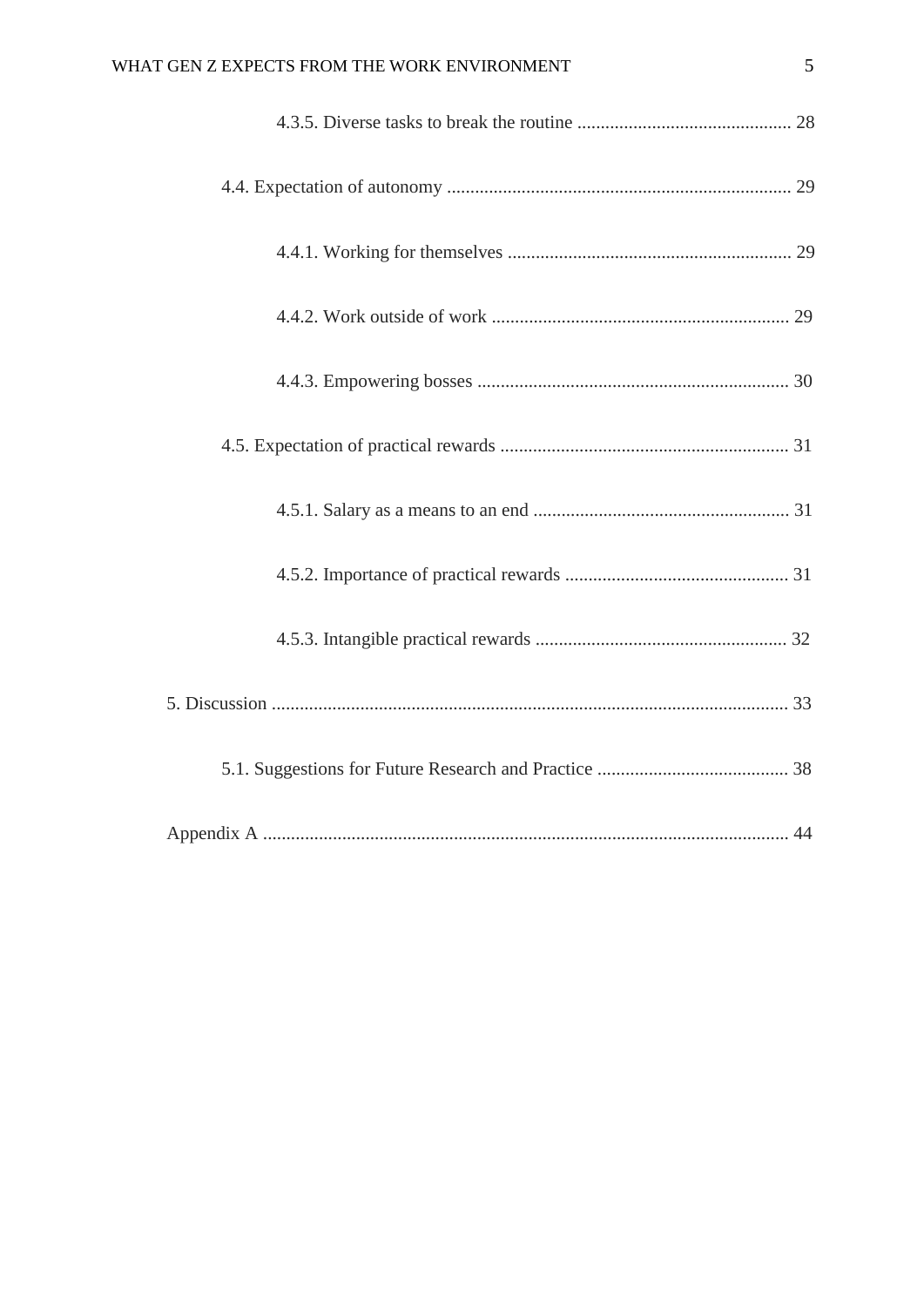4.3.5. Diverse tasks to break the routine .............................................. 28

4.4. Expectation of autonomy .......................................................................... 29

4.4.1. Working for themselves ............................................................. 29

4.4.2. Work outside of work ................................................................ 29

4.4.3. Empowering bosses ................................................................... 30

4.5. Expectation of practical rewards .............................................................. 31

4.5.1. Salary as a means to an end ....................................................... 31

4.5.2. Importance of practical rewards ................................................ 31

4.5.3. Intangible practical rewards ...................................................... 32

5. Discussion ............................................................................................................. 33

5.1. Suggestions for Future Research and Practice ......................................... 38

Appendix A ............................................................................................................... 44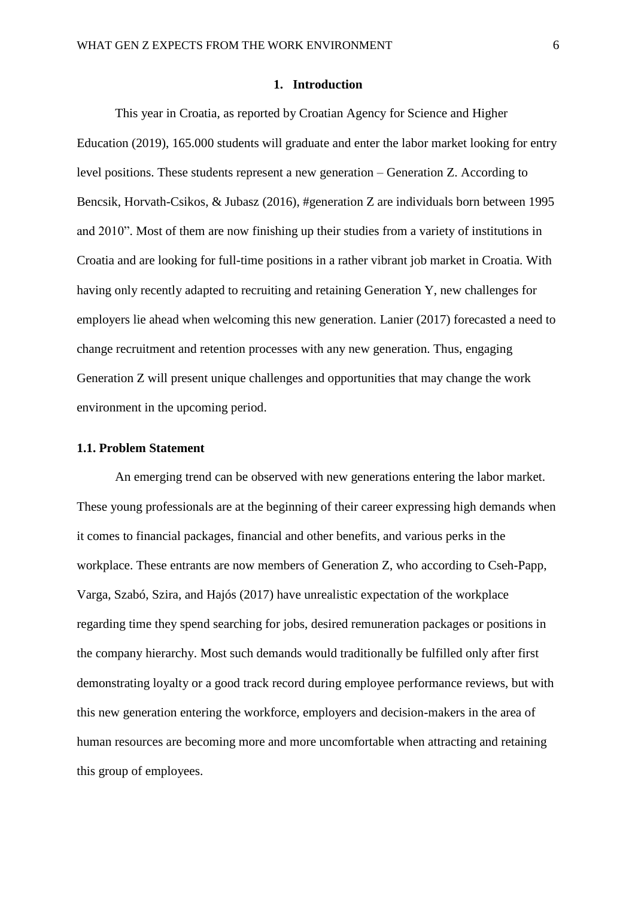# 1. Introduction

This year in Croatia, as reported by Croatian Agency for Science and Higher Education (2019), 165.000 students will graduate and enter the labor market looking for entry level positions. These students represent a new generation – Generation Z. According to Bencsik, Horvath-Csikos, & Jubasz (2016), #generation Z are individuals born between 1995 and 2010". Most of them are now finishing up their studies from a variety of institutions in Croatia and are looking for full-time positions in a rather vibrant job market in Croatia. With having only recently adapted to recruiting and retaining Generation Y, new challenges for employers lie ahead when welcoming this new generation. Lanier (2017) forecasted a need to change recruitment and retention processes with any new generation. Thus, engaging Generation Z will present unique challenges and opportunities that may change the work environment in the upcoming period.

## 1.1. Problem Statement

An emerging trend can be observed with new generations entering the labor market. These young professionals are at the beginning of their career expressing high demands when it comes to financial packages, financial and other benefits, and various perks in the workplace. These entrants are now members of Generation Z, who according to Cseh-Papp, Varga, Szabó, Szira, and Hajós (2017) have unrealistic expectation of the workplace regarding time they spend searching for jobs, desired remuneration packages or positions in the company hierarchy. Most such demands would traditionally be fulfilled only after first demonstrating loyalty or a good track record during employee performance reviews, but with this new generation entering the workforce, employers and decision-makers in the area of human resources are becoming more and more uncomfortable when attracting and retaining this group of employees.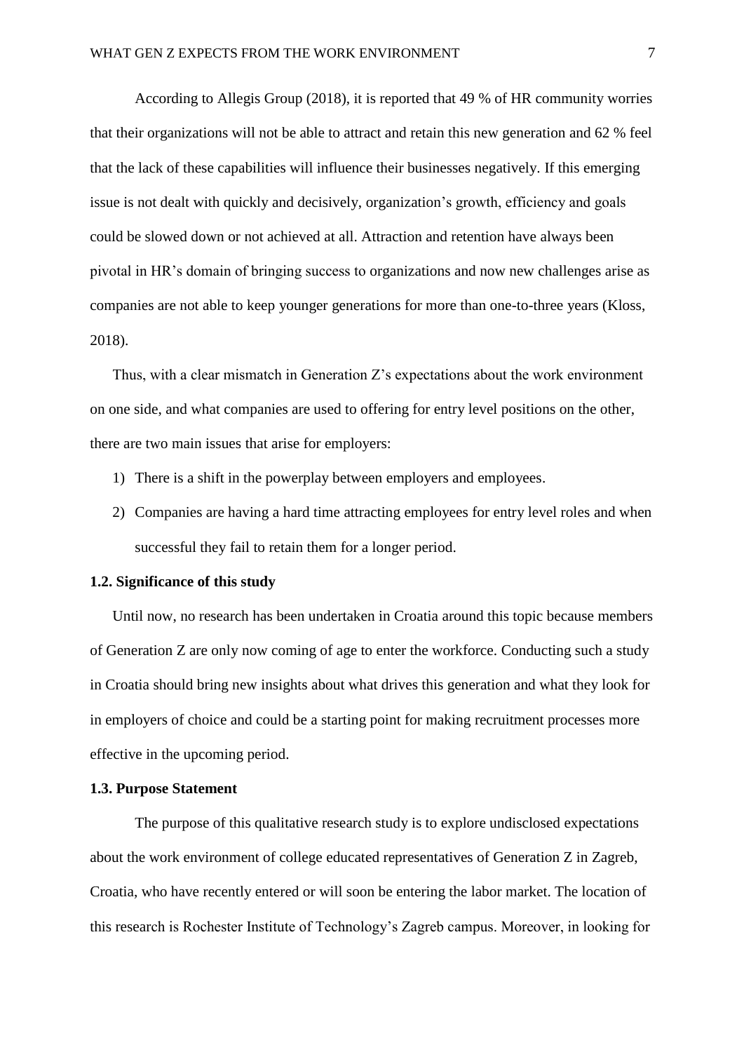According to Allegis Group (2018), it is reported that 49 % of HR community worries that their organizations will not be able to attract and retain this new generation and 62 % feel that the lack of these capabilities will influence their businesses negatively. If this emerging issue is not dealt with quickly and decisively, organization's growth, efficiency and goals could be slowed down or not achieved at all. Attraction and retention have always been pivotal in HR's domain of bringing success to organizations and now new challenges arise as companies are not able to keep younger generations for more than one-to-three years (Kloss, 2018).

Thus, with a clear mismatch in Generation Z's expectations about the work environment on one side, and what companies are used to offering for entry level positions on the other, there are two main issues that arise for employers:

1) There is a shift in the powerplay between employers and employees.
2) Companies are having a hard time attracting employees for entry level roles and when successful they fail to retain them for a longer period.

### 1.2. Significance of this study

Until now, no research has been undertaken in Croatia around this topic because members of Generation Z are only now coming of age to enter the workforce. Conducting such a study in Croatia should bring new insights about what drives this generation and what they look for in employers of choice and could be a starting point for making recruitment processes more effective in the upcoming period.

### 1.3. Purpose Statement

The purpose of this qualitative research study is to explore undisclosed expectations about the work environment of college educated representatives of Generation Z in Zagreb, Croatia, who have recently entered or will soon be entering the labor market. The location of this research is Rochester Institute of Technology's Zagreb campus. Moreover, in looking for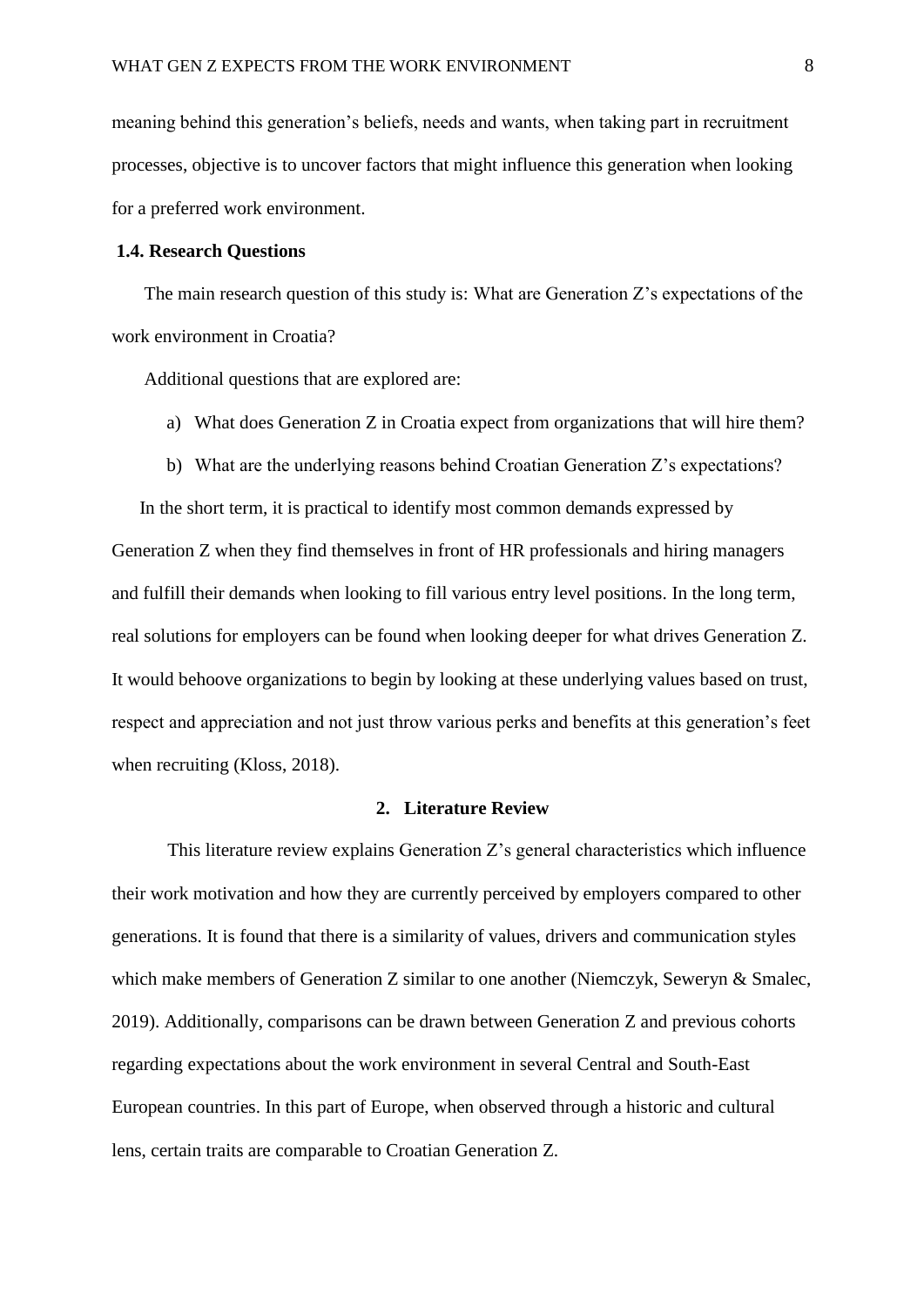meaning behind this generation's beliefs, needs and wants, when taking part in recruitment processes, objective is to uncover factors that might influence this generation when looking for a preferred work environment.

### 1.4. Research Questions

The main research question of this study is: What are Generation Z's expectations of the work environment in Croatia?

Additional questions that are explored are:

a) What does Generation Z in Croatia expect from organizations that will hire them?

b) What are the underlying reasons behind Croatian Generation Z's expectations?

In the short term, it is practical to identify most common demands expressed by Generation Z when they find themselves in front of HR professionals and hiring managers and fulfill their demands when looking to fill various entry level positions. In the long term, real solutions for employers can be found when looking deeper for what drives Generation Z. It would behoove organizations to begin by looking at these underlying values based on trust, respect and appreciation and not just throw various perks and benefits at this generation's feet when recruiting (Kloss, 2018).

## 2. Literature Review

This literature review explains Generation Z's general characteristics which influence their work motivation and how they are currently perceived by employers compared to other generations. It is found that there is a similarity of values, drivers and communication styles which make members of Generation Z similar to one another (Niemczyk, Seweryn & Smalec, 2019). Additionally, comparisons can be drawn between Generation Z and previous cohorts regarding expectations about the work environment in several Central and South-East European countries. In this part of Europe, when observed through a historic and cultural lens, certain traits are comparable to Croatian Generation Z.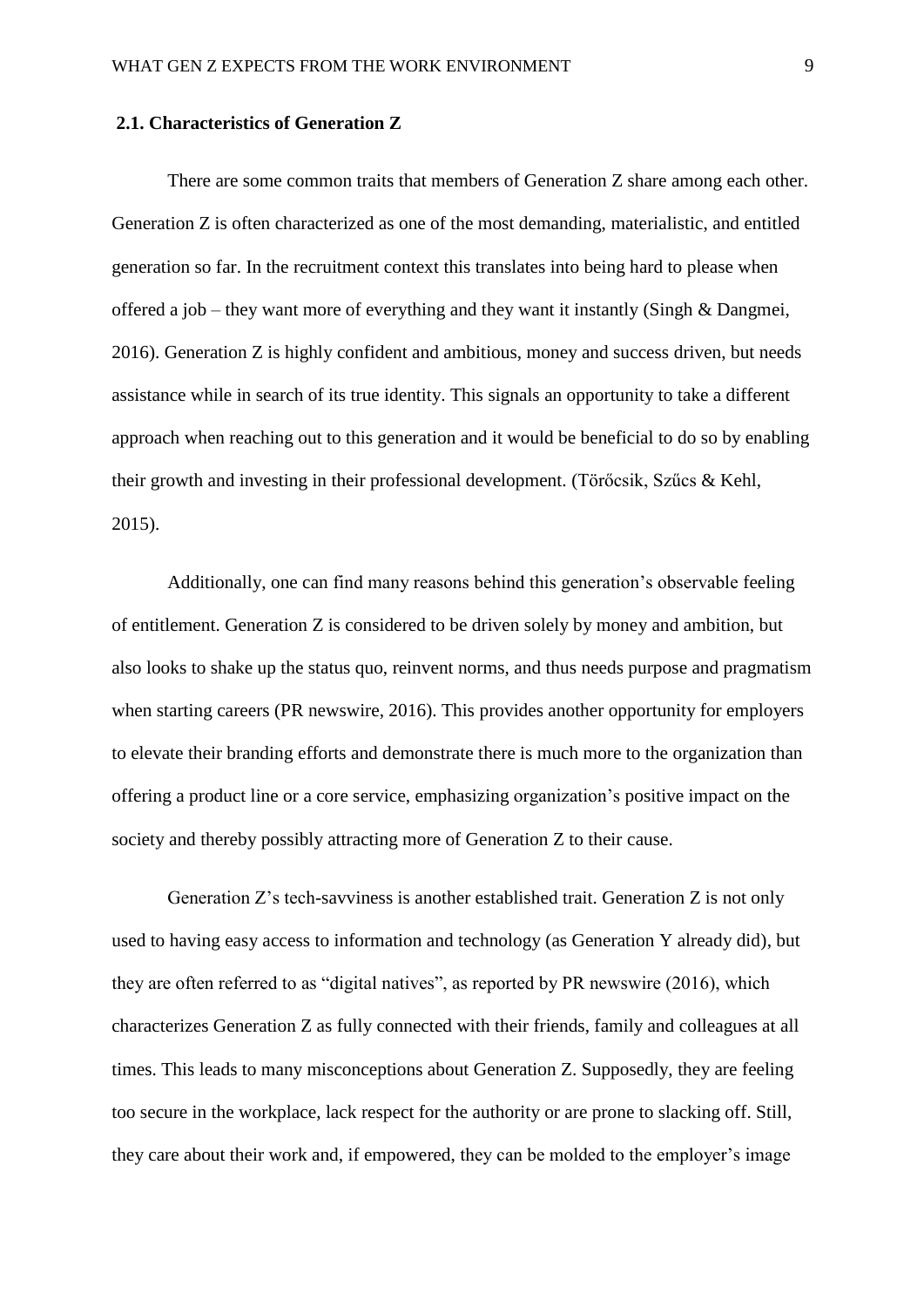## 2.1. Characteristics of Generation Z

There are some common traits that members of Generation Z share among each other. Generation Z is often characterized as one of the most demanding, materialistic, and entitled generation so far. In the recruitment context this translates into being hard to please when offered a job – they want more of everything and they want it instantly (Singh & Dangmei, 2016). Generation Z is highly confident and ambitious, money and success driven, but needs assistance while in search of its true identity. This signals an opportunity to take a different approach when reaching out to this generation and it would be beneficial to do so by enabling their growth and investing in their professional development. (Törőcsik, Szűcs & Kehl, 2015).

Additionally, one can find many reasons behind this generation's observable feeling of entitlement. Generation Z is considered to be driven solely by money and ambition, but also looks to shake up the status quo, reinvent norms, and thus needs purpose and pragmatism when starting careers (PR newswire, 2016). This provides another opportunity for employers to elevate their branding efforts and demonstrate there is much more to the organization than offering a product line or a core service, emphasizing organization's positive impact on the society and thereby possibly attracting more of Generation Z to their cause.

Generation Z's tech-savviness is another established trait. Generation Z is not only used to having easy access to information and technology (as Generation Y already did), but they are often referred to as "digital natives", as reported by PR newswire (2016), which characterizes Generation Z as fully connected with their friends, family and colleagues at all times. This leads to many misconceptions about Generation Z. Supposedly, they are feeling too secure in the workplace, lack respect for the authority or are prone to slacking off. Still, they care about their work and, if empowered, they can be molded to the employer's image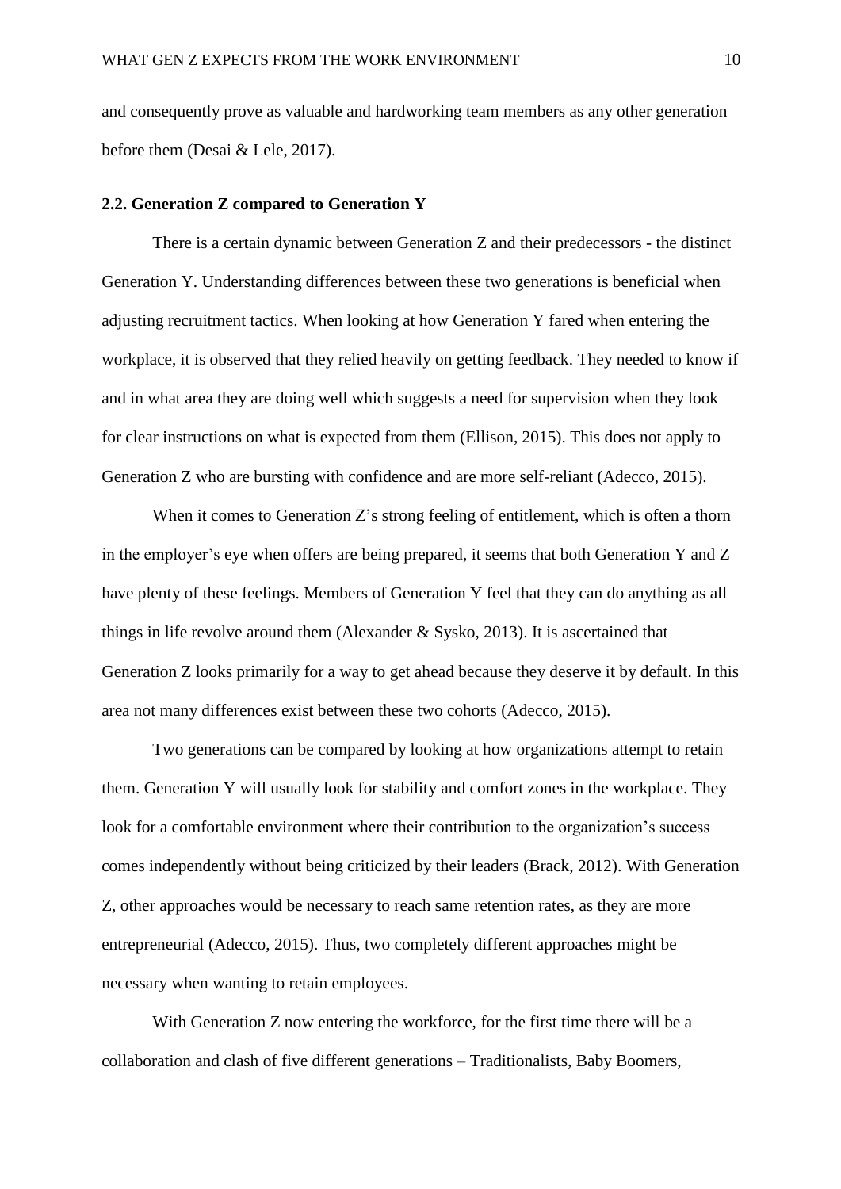and consequently prove as valuable and hardworking team members as any other generation before them (Desai & Lele, 2017).

## 2.2. Generation Z compared to Generation Y

There is a certain dynamic between Generation Z and their predecessors - the distinct Generation Y. Understanding differences between these two generations is beneficial when adjusting recruitment tactics. When looking at how Generation Y fared when entering the workplace, it is observed that they relied heavily on getting feedback. They needed to know if and in what area they are doing well which suggests a need for supervision when they look for clear instructions on what is expected from them (Ellison, 2015). This does not apply to Generation Z who are bursting with confidence and are more self-reliant (Adecco, 2015).

When it comes to Generation Z's strong feeling of entitlement, which is often a thorn in the employer's eye when offers are being prepared, it seems that both Generation Y and Z have plenty of these feelings. Members of Generation Y feel that they can do anything as all things in life revolve around them (Alexander & Sysko, 2013). It is ascertained that Generation Z looks primarily for a way to get ahead because they deserve it by default. In this area not many differences exist between these two cohorts (Adecco, 2015).

Two generations can be compared by looking at how organizations attempt to retain them. Generation Y will usually look for stability and comfort zones in the workplace. They look for a comfortable environment where their contribution to the organization's success comes independently without being criticized by their leaders (Brack, 2012). With Generation Z, other approaches would be necessary to reach same retention rates, as they are more entrepreneurial (Adecco, 2015). Thus, two completely different approaches might be necessary when wanting to retain employees.

With Generation Z now entering the workforce, for the first time there will be a collaboration and clash of five different generations – Traditionalists, Baby Boomers,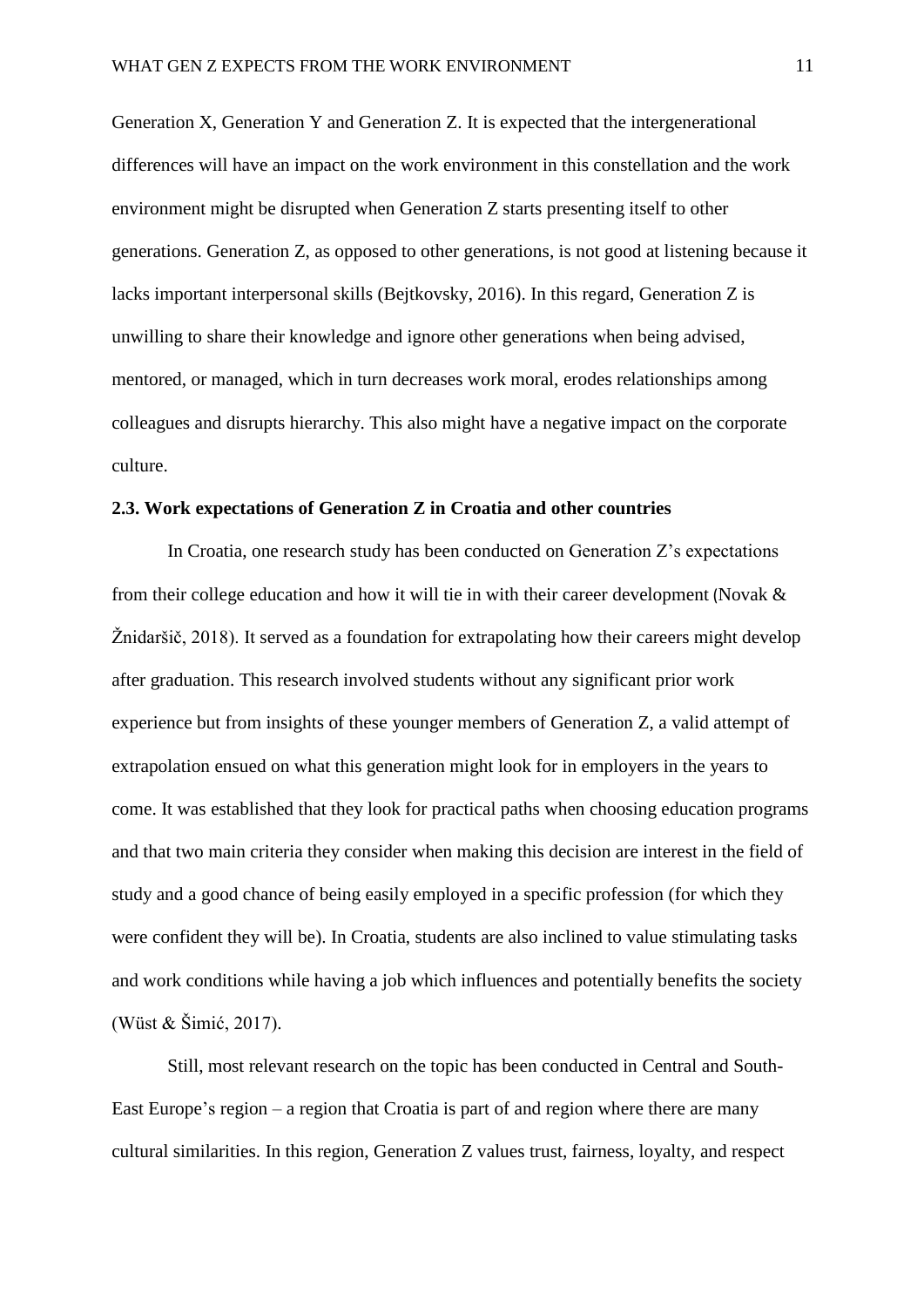Generation X, Generation Y and Generation Z. It is expected that the intergenerational differences will have an impact on the work environment in this constellation and the work environment might be disrupted when Generation Z starts presenting itself to other generations. Generation Z, as opposed to other generations, is not good at listening because it lacks important interpersonal skills (Bejtkovsky, 2016). In this regard, Generation Z is unwilling to share their knowledge and ignore other generations when being advised, mentored, or managed, which in turn decreases work moral, erodes relationships among colleagues and disrupts hierarchy. This also might have a negative impact on the corporate culture.

### 2.3. Work expectations of Generation Z in Croatia and other countries

In Croatia, one research study has been conducted on Generation Z's expectations from their college education and how it will tie in with their career development (Novak & Žnidaršič, 2018). It served as a foundation for extrapolating how their careers might develop after graduation. This research involved students without any significant prior work experience but from insights of these younger members of Generation Z, a valid attempt of extrapolation ensued on what this generation might look for in employers in the years to come. It was established that they look for practical paths when choosing education programs and that two main criteria they consider when making this decision are interest in the field of study and a good chance of being easily employed in a specific profession (for which they were confident they will be). In Croatia, students are also inclined to value stimulating tasks and work conditions while having a job which influences and potentially benefits the society (Wüst & Šimić, 2017).

Still, most relevant research on the topic has been conducted in Central and South-East Europe's region – a region that Croatia is part of and region where there are many cultural similarities. In this region, Generation Z values trust, fairness, loyalty, and respect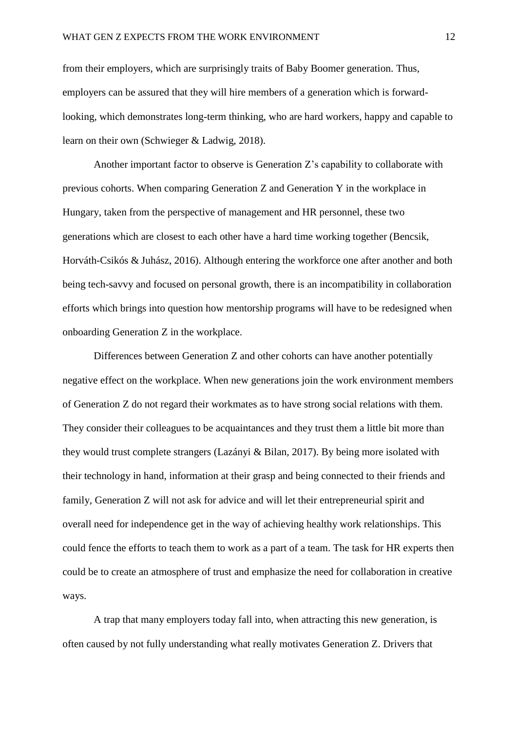from their employers, which are surprisingly traits of Baby Boomer generation. Thus, employers can be assured that they will hire members of a generation which is forward-looking, which demonstrates long-term thinking, who are hard workers, happy and capable to learn on their own (Schwieger & Ladwig, 2018).

Another important factor to observe is Generation Z's capability to collaborate with previous cohorts. When comparing Generation Z and Generation Y in the workplace in Hungary, taken from the perspective of management and HR personnel, these two generations which are closest to each other have a hard time working together (Bencsik, Horváth-Csikós & Juhász, 2016). Although entering the workforce one after another and both being tech-savvy and focused on personal growth, there is an incompatibility in collaboration efforts which brings into question how mentorship programs will have to be redesigned when onboarding Generation Z in the workplace.

Differences between Generation Z and other cohorts can have another potentially negative effect on the workplace. When new generations join the work environment members of Generation Z do not regard their workmates as to have strong social relations with them. They consider their colleagues to be acquaintances and they trust them a little bit more than they would trust complete strangers (Lazányi & Bilan, 2017). By being more isolated with their technology in hand, information at their grasp and being connected to their friends and family, Generation Z will not ask for advice and will let their entrepreneurial spirit and overall need for independence get in the way of achieving healthy work relationships. This could fence the efforts to teach them to work as a part of a team. The task for HR experts then could be to create an atmosphere of trust and emphasize the need for collaboration in creative ways.

A trap that many employers today fall into, when attracting this new generation, is often caused by not fully understanding what really motivates Generation Z. Drivers that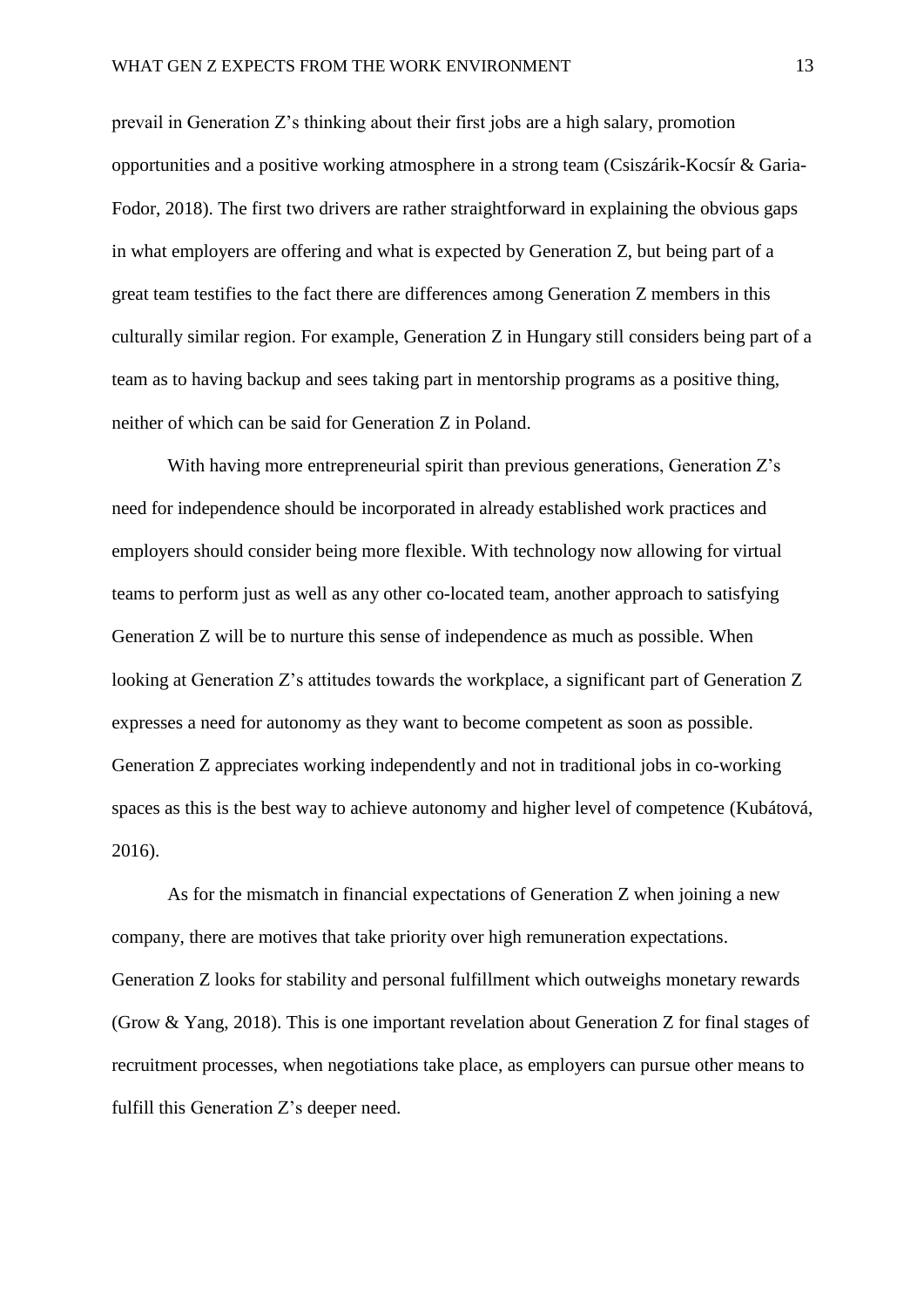prevail in Generation Z's thinking about their first jobs are a high salary, promotion opportunities and a positive working atmosphere in a strong team (Csiszárik-Kocsír & Garia-Fodor, 2018). The first two drivers are rather straightforward in explaining the obvious gaps in what employers are offering and what is expected by Generation Z, but being part of a great team testifies to the fact there are differences among Generation Z members in this culturally similar region. For example, Generation Z in Hungary still considers being part of a team as to having backup and sees taking part in mentorship programs as a positive thing, neither of which can be said for Generation Z in Poland.

With having more entrepreneurial spirit than previous generations, Generation Z's need for independence should be incorporated in already established work practices and employers should consider being more flexible. With technology now allowing for virtual teams to perform just as well as any other co-located team, another approach to satisfying Generation Z will be to nurture this sense of independence as much as possible. When looking at Generation Z's attitudes towards the workplace, a significant part of Generation Z expresses a need for autonomy as they want to become competent as soon as possible. Generation Z appreciates working independently and not in traditional jobs in co-working spaces as this is the best way to achieve autonomy and higher level of competence (Kubátová, 2016).

As for the mismatch in financial expectations of Generation Z when joining a new company, there are motives that take priority over high remuneration expectations. Generation Z looks for stability and personal fulfillment which outweighs monetary rewards (Grow & Yang, 2018). This is one important revelation about Generation Z for final stages of recruitment processes, when negotiations take place, as employers can pursue other means to fulfill this Generation Z's deeper need.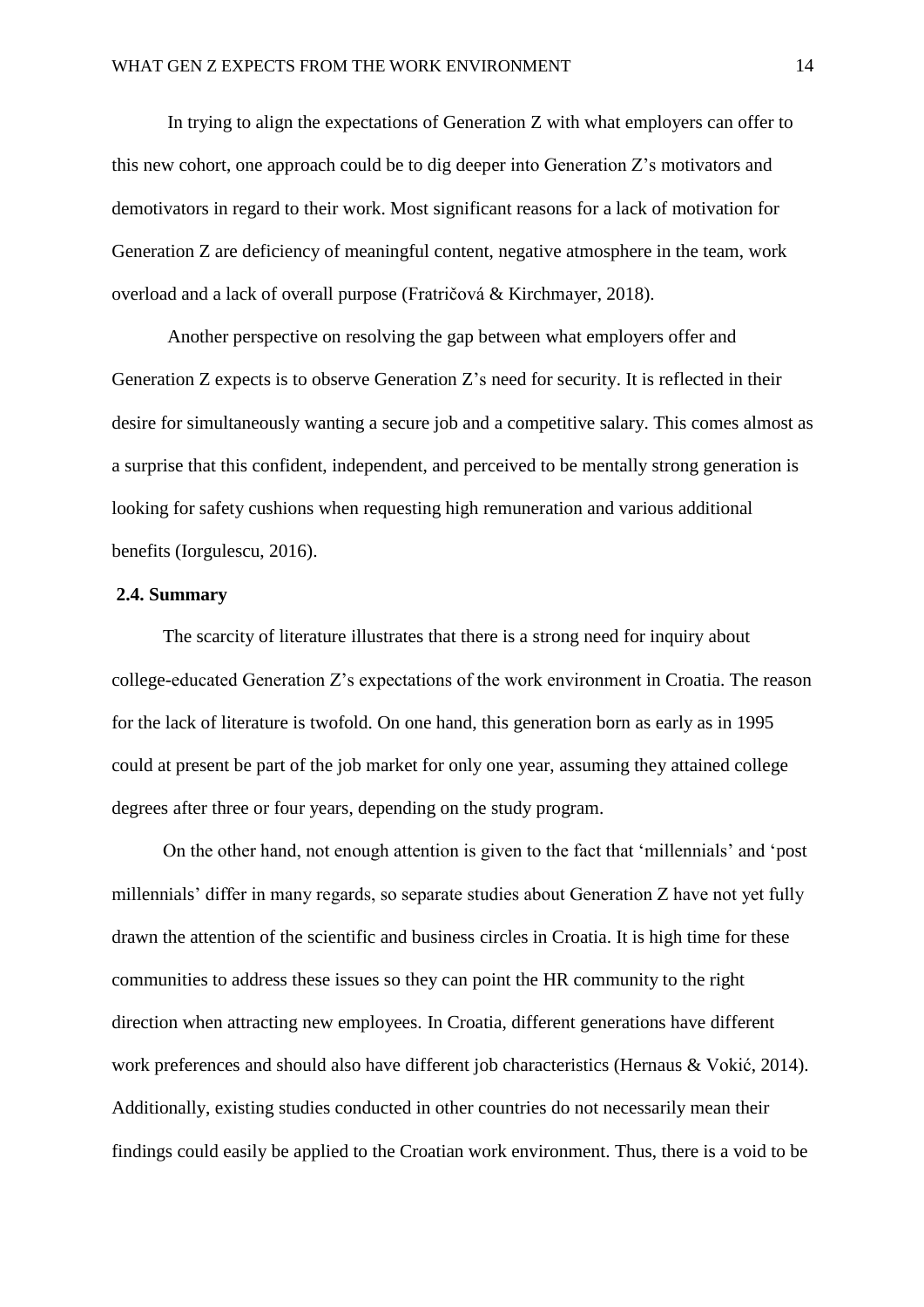In trying to align the expectations of Generation Z with what employers can offer to this new cohort, one approach could be to dig deeper into Generation Z's motivators and demotivators in regard to their work. Most significant reasons for a lack of motivation for Generation Z are deficiency of meaningful content, negative atmosphere in the team, work overload and a lack of overall purpose (Fratričová & Kirchmayer, 2018).

Another perspective on resolving the gap between what employers offer and Generation Z expects is to observe Generation Z's need for security. It is reflected in their desire for simultaneously wanting a secure job and a competitive salary. This comes almost as a surprise that this confident, independent, and perceived to be mentally strong generation is looking for safety cushions when requesting high remuneration and various additional benefits (Iorgulescu, 2016).

### 2.4. Summary

The scarcity of literature illustrates that there is a strong need for inquiry about college-educated Generation Z's expectations of the work environment in Croatia. The reason for the lack of literature is twofold. On one hand, this generation born as early as in 1995 could at present be part of the job market for only one year, assuming they attained college degrees after three or four years, depending on the study program.

On the other hand, not enough attention is given to the fact that 'millennials' and 'post millennials' differ in many regards, so separate studies about Generation Z have not yet fully drawn the attention of the scientific and business circles in Croatia. It is high time for these communities to address these issues so they can point the HR community to the right direction when attracting new employees. In Croatia, different generations have different work preferences and should also have different job characteristics (Hernaus & Vokić, 2014). Additionally, existing studies conducted in other countries do not necessarily mean their findings could easily be applied to the Croatian work environment. Thus, there is a void to be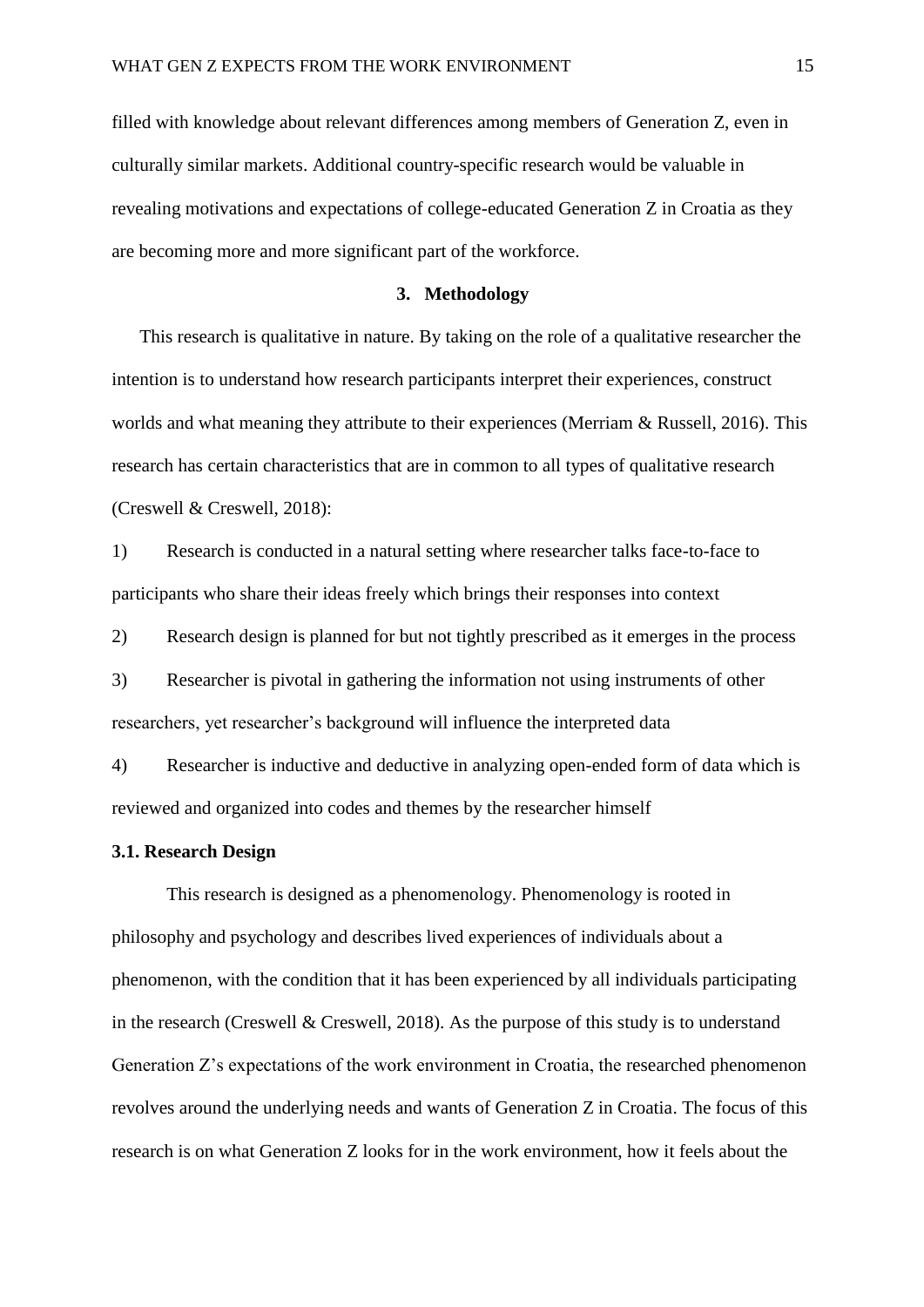filled with knowledge about relevant differences among members of Generation Z, even in culturally similar markets. Additional country-specific research would be valuable in revealing motivations and expectations of college-educated Generation Z in Croatia as they are becoming more and more significant part of the workforce.

## 3. Methodology

This research is qualitative in nature. By taking on the role of a qualitative researcher the intention is to understand how research participants interpret their experiences, construct worlds and what meaning they attribute to their experiences (Merriam & Russell, 2016). This research has certain characteristics that are in common to all types of qualitative research (Creswell & Creswell, 2018):

1) Research is conducted in a natural setting where researcher talks face-to-face to participants who share their ideas freely which brings their responses into context

2) Research design is planned for but not tightly prescribed as it emerges in the process

3) Researcher is pivotal in gathering the information not using instruments of other researchers, yet researcher's background will influence the interpreted data

4) Researcher is inductive and deductive in analyzing open-ended form of data which is reviewed and organized into codes and themes by the researcher himself

### 3.1. Research Design

This research is designed as a phenomenology. Phenomenology is rooted in philosophy and psychology and describes lived experiences of individuals about a phenomenon, with the condition that it has been experienced by all individuals participating in the research (Creswell & Creswell, 2018). As the purpose of this study is to understand Generation Z's expectations of the work environment in Croatia, the researched phenomenon revolves around the underlying needs and wants of Generation Z in Croatia. The focus of this research is on what Generation Z looks for in the work environment, how it feels about the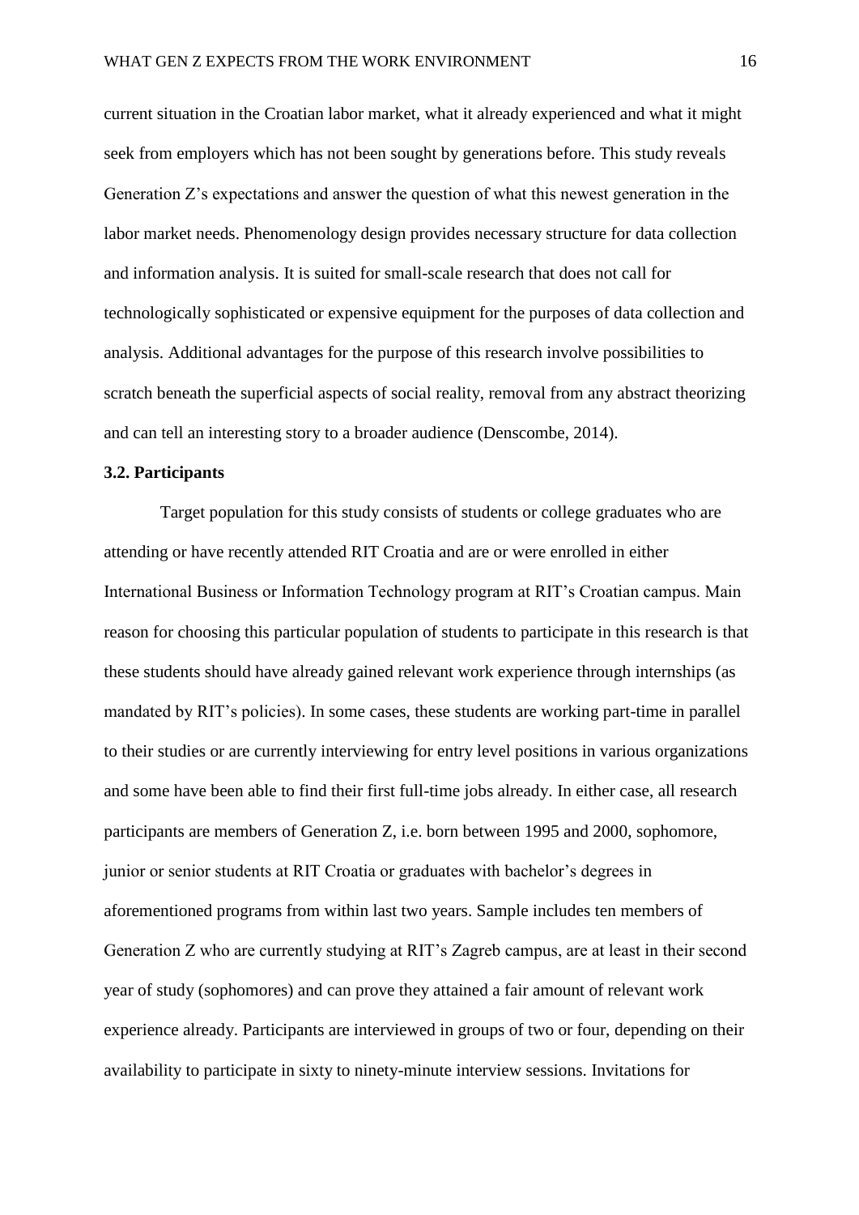current situation in the Croatian labor market, what it already experienced and what it might seek from employers which has not been sought by generations before. This study reveals Generation Z's expectations and answer the question of what this newest generation in the labor market needs. Phenomenology design provides necessary structure for data collection and information analysis. It is suited for small-scale research that does not call for technologically sophisticated or expensive equipment for the purposes of data collection and analysis. Additional advantages for the purpose of this research involve possibilities to scratch beneath the superficial aspects of social reality, removal from any abstract theorizing and can tell an interesting story to a broader audience (Denscombe, 2014).

### 3.2. Participants

Target population for this study consists of students or college graduates who are attending or have recently attended RIT Croatia and are or were enrolled in either International Business or Information Technology program at RIT's Croatian campus. Main reason for choosing this particular population of students to participate in this research is that these students should have already gained relevant work experience through internships (as mandated by RIT's policies). In some cases, these students are working part-time in parallel to their studies or are currently interviewing for entry level positions in various organizations and some have been able to find their first full-time jobs already. In either case, all research participants are members of Generation Z, i.e. born between 1995 and 2000, sophomore, junior or senior students at RIT Croatia or graduates with bachelor's degrees in aforementioned programs from within last two years. Sample includes ten members of Generation Z who are currently studying at RIT's Zagreb campus, are at least in their second year of study (sophomores) and can prove they attained a fair amount of relevant work experience already. Participants are interviewed in groups of two or four, depending on their availability to participate in sixty to ninety-minute interview sessions. Invitations for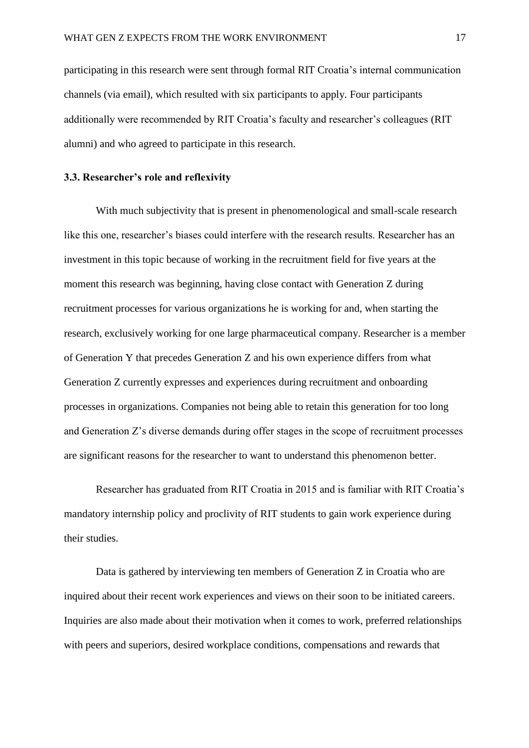participating in this research were sent through formal RIT Croatia's internal communication channels (via email), which resulted with six participants to apply. Four participants additionally were recommended by RIT Croatia's faculty and researcher's colleagues (RIT alumni) and who agreed to participate in this research.

### 3.3. Researcher's role and reflexivity

With much subjectivity that is present in phenomenological and small-scale research like this one, researcher's biases could interfere with the research results. Researcher has an investment in this topic because of working in the recruitment field for five years at the moment this research was beginning, having close contact with Generation Z during recruitment processes for various organizations he is working for and, when starting the research, exclusively working for one large pharmaceutical company. Researcher is a member of Generation Y that precedes Generation Z and his own experience differs from what Generation Z currently expresses and experiences during recruitment and onboarding processes in organizations. Companies not being able to retain this generation for too long and Generation Z's diverse demands during offer stages in the scope of recruitment processes are significant reasons for the researcher to want to understand this phenomenon better.

Researcher has graduated from RIT Croatia in 2015 and is familiar with RIT Croatia's mandatory internship policy and proclivity of RIT students to gain work experience during their studies.

Data is gathered by interviewing ten members of Generation Z in Croatia who are inquired about their recent work experiences and views on their soon to be initiated careers. Inquiries are also made about their motivation when it comes to work, preferred relationships with peers and superiors, desired workplace conditions, compensations and rewards that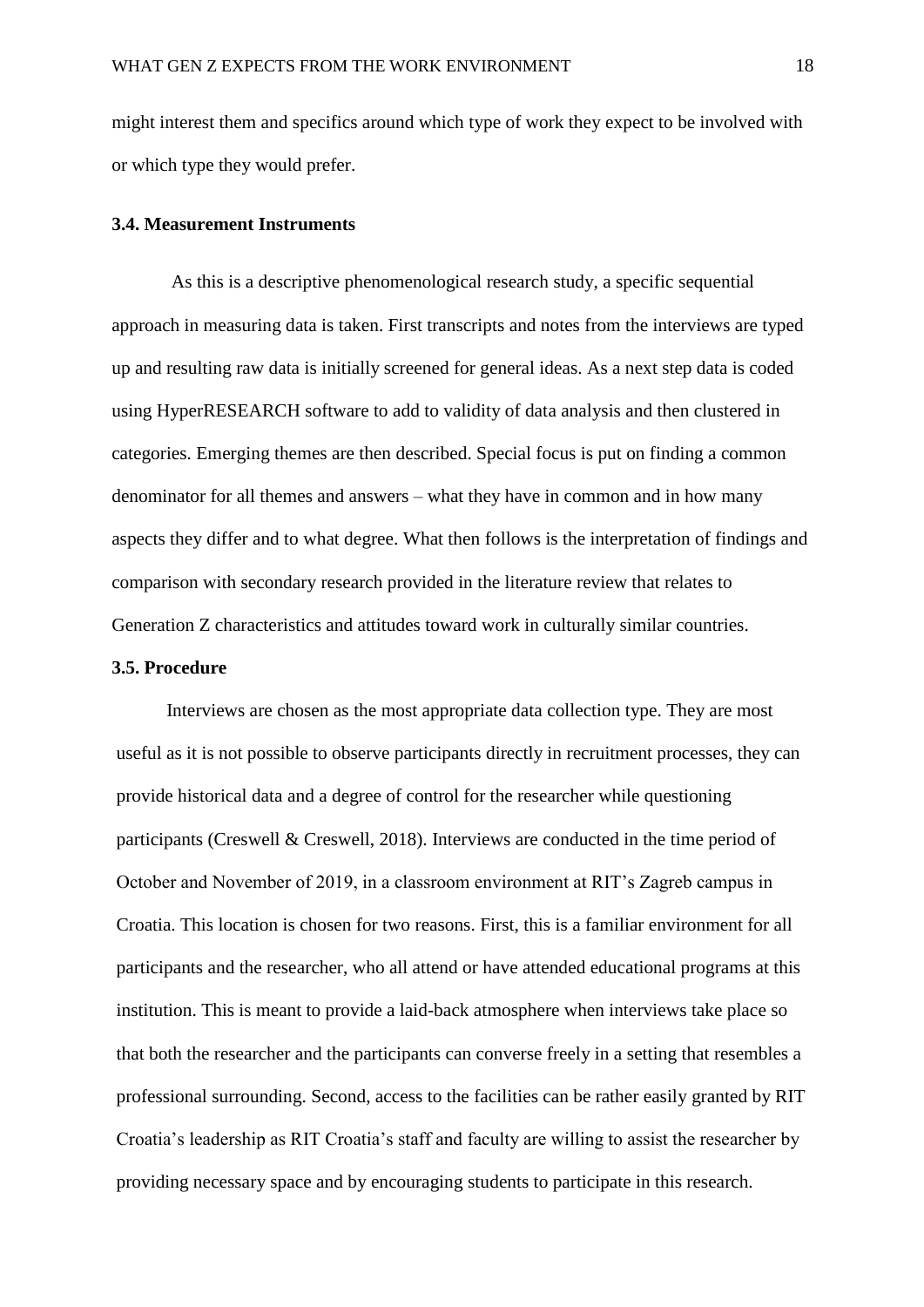might interest them and specifics around which type of work they expect to be involved with or which type they would prefer.

### 3.4. Measurement Instruments

As this is a descriptive phenomenological research study, a specific sequential approach in measuring data is taken. First transcripts and notes from the interviews are typed up and resulting raw data is initially screened for general ideas. As a next step data is coded using HyperRESEARCH software to add to validity of data analysis and then clustered in categories. Emerging themes are then described. Special focus is put on finding a common denominator for all themes and answers – what they have in common and in how many aspects they differ and to what degree. What then follows is the interpretation of findings and comparison with secondary research provided in the literature review that relates to Generation Z characteristics and attitudes toward work in culturally similar countries.

### 3.5. Procedure

Interviews are chosen as the most appropriate data collection type. They are most useful as it is not possible to observe participants directly in recruitment processes, they can provide historical data and a degree of control for the researcher while questioning participants (Creswell & Creswell, 2018). Interviews are conducted in the time period of October and November of 2019, in a classroom environment at RIT's Zagreb campus in Croatia. This location is chosen for two reasons. First, this is a familiar environment for all participants and the researcher, who all attend or have attended educational programs at this institution. This is meant to provide a laid-back atmosphere when interviews take place so that both the researcher and the participants can converse freely in a setting that resembles a professional surrounding. Second, access to the facilities can be rather easily granted by RIT Croatia's leadership as RIT Croatia's staff and faculty are willing to assist the researcher by providing necessary space and by encouraging students to participate in this research.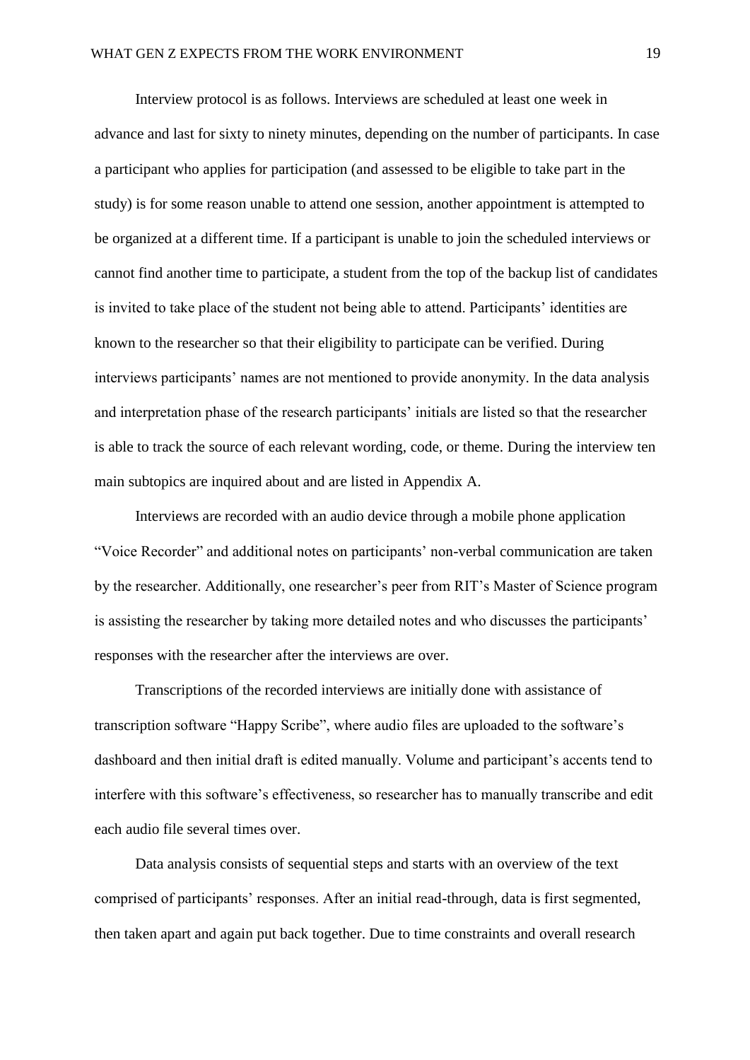Interview protocol is as follows. Interviews are scheduled at least one week in advance and last for sixty to ninety minutes, depending on the number of participants. In case a participant who applies for participation (and assessed to be eligible to take part in the study) is for some reason unable to attend one session, another appointment is attempted to be organized at a different time. If a participant is unable to join the scheduled interviews or cannot find another time to participate, a student from the top of the backup list of candidates is invited to take place of the student not being able to attend. Participants' identities are known to the researcher so that their eligibility to participate can be verified. During interviews participants' names are not mentioned to provide anonymity. In the data analysis and interpretation phase of the research participants' initials are listed so that the researcher is able to track the source of each relevant wording, code, or theme. During the interview ten main subtopics are inquired about and are listed in Appendix A.

Interviews are recorded with an audio device through a mobile phone application "Voice Recorder" and additional notes on participants' non-verbal communication are taken by the researcher. Additionally, one researcher's peer from RIT's Master of Science program is assisting the researcher by taking more detailed notes and who discusses the participants' responses with the researcher after the interviews are over.

Transcriptions of the recorded interviews are initially done with assistance of transcription software "Happy Scribe", where audio files are uploaded to the software's dashboard and then initial draft is edited manually. Volume and participant's accents tend to interfere with this software's effectiveness, so researcher has to manually transcribe and edit each audio file several times over.

Data analysis consists of sequential steps and starts with an overview of the text comprised of participants' responses. After an initial read-through, data is first segmented, then taken apart and again put back together. Due to time constraints and overall research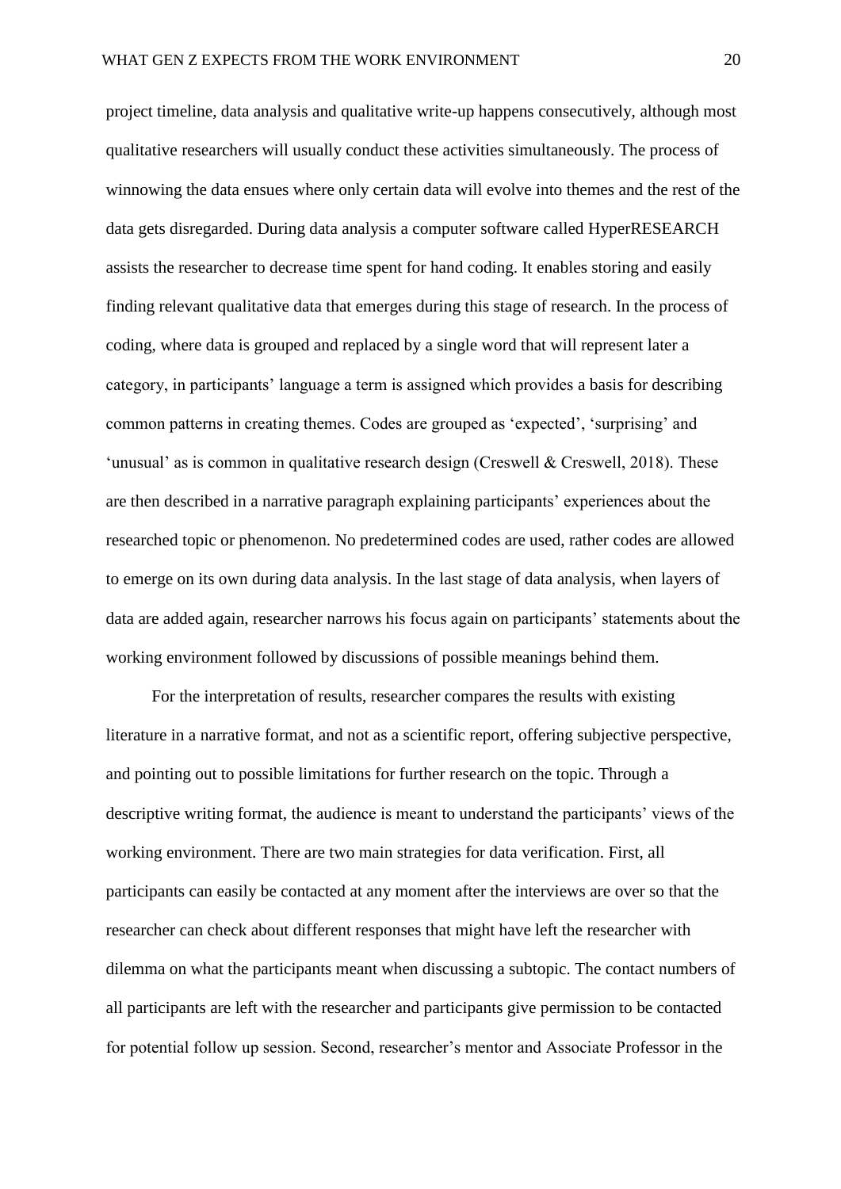project timeline, data analysis and qualitative write-up happens consecutively, although most qualitative researchers will usually conduct these activities simultaneously. The process of winnowing the data ensues where only certain data will evolve into themes and the rest of the data gets disregarded. During data analysis a computer software called HyperRESEARCH assists the researcher to decrease time spent for hand coding. It enables storing and easily finding relevant qualitative data that emerges during this stage of research. In the process of coding, where data is grouped and replaced by a single word that will represent later a category, in participants' language a term is assigned which provides a basis for describing common patterns in creating themes. Codes are grouped as 'expected', 'surprising' and 'unusual' as is common in qualitative research design (Creswell & Creswell, 2018). These are then described in a narrative paragraph explaining participants' experiences about the researched topic or phenomenon. No predetermined codes are used, rather codes are allowed to emerge on its own during data analysis. In the last stage of data analysis, when layers of data are added again, researcher narrows his focus again on participants' statements about the working environment followed by discussions of possible meanings behind them.

For the interpretation of results, researcher compares the results with existing literature in a narrative format, and not as a scientific report, offering subjective perspective, and pointing out to possible limitations for further research on the topic. Through a descriptive writing format, the audience is meant to understand the participants' views of the working environment. There are two main strategies for data verification. First, all participants can easily be contacted at any moment after the interviews are over so that the researcher can check about different responses that might have left the researcher with dilemma on what the participants meant when discussing a subtopic. The contact numbers of all participants are left with the researcher and participants give permission to be contacted for potential follow up session. Second, researcher's mentor and Associate Professor in the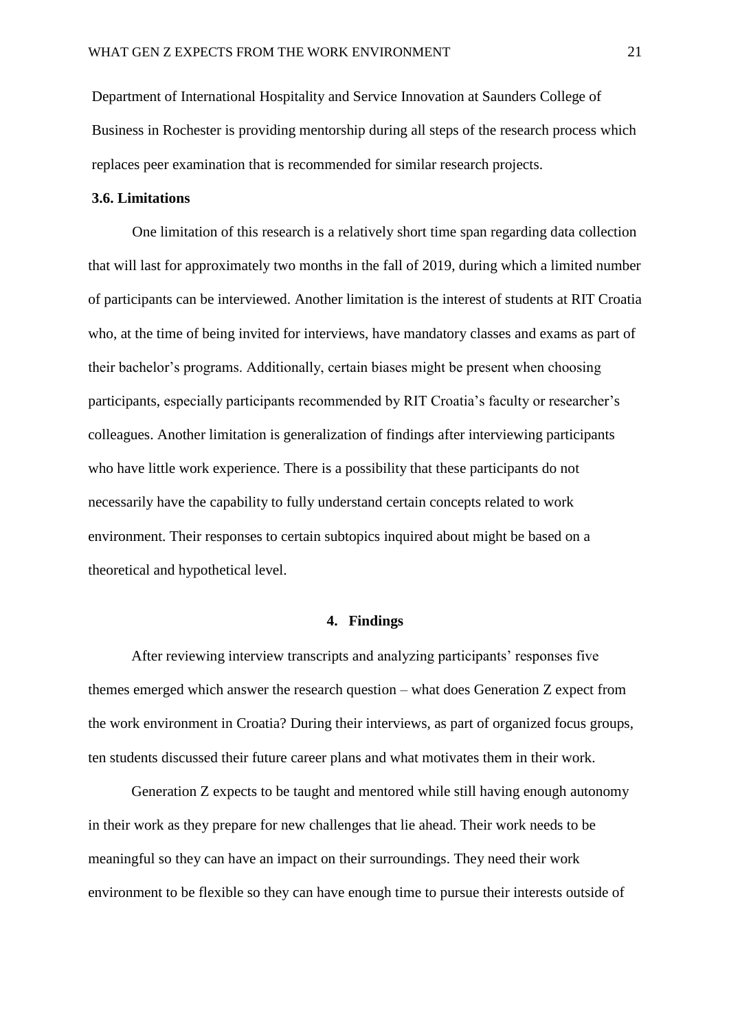Department of International Hospitality and Service Innovation at Saunders College of Business in Rochester is providing mentorship during all steps of the research process which replaces peer examination that is recommended for similar research projects.

### 3.6. Limitations

One limitation of this research is a relatively short time span regarding data collection that will last for approximately two months in the fall of 2019, during which a limited number of participants can be interviewed. Another limitation is the interest of students at RIT Croatia who, at the time of being invited for interviews, have mandatory classes and exams as part of their bachelor's programs. Additionally, certain biases might be present when choosing participants, especially participants recommended by RIT Croatia's faculty or researcher's colleagues. Another limitation is generalization of findings after interviewing participants who have little work experience. There is a possibility that these participants do not necessarily have the capability to fully understand certain concepts related to work environment. Their responses to certain subtopics inquired about might be based on a theoretical and hypothetical level.

## 4. Findings

After reviewing interview transcripts and analyzing participants' responses five themes emerged which answer the research question – what does Generation Z expect from the work environment in Croatia? During their interviews, as part of organized focus groups, ten students discussed their future career plans and what motivates them in their work.

Generation Z expects to be taught and mentored while still having enough autonomy in their work as they prepare for new challenges that lie ahead. Their work needs to be meaningful so they can have an impact on their surroundings. They need their work environment to be flexible so they can have enough time to pursue their interests outside of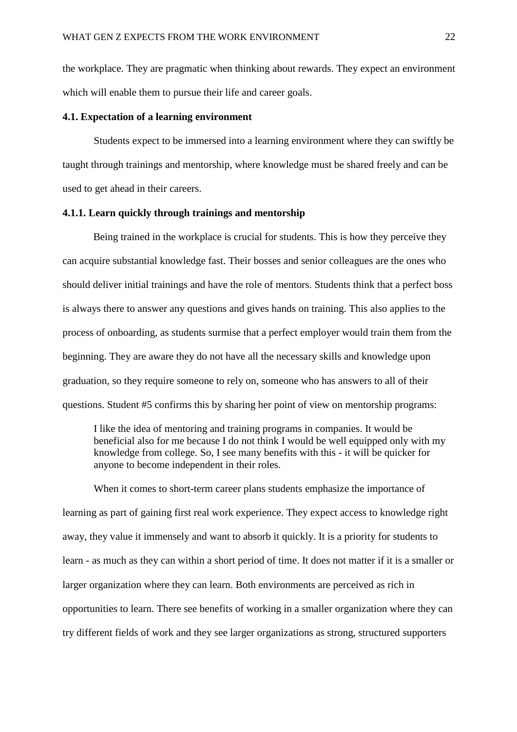the workplace. They are pragmatic when thinking about rewards. They expect an environment which will enable them to pursue their life and career goals.

### 4.1. Expectation of a learning environment

Students expect to be immersed into a learning environment where they can swiftly be taught through trainings and mentorship, where knowledge must be shared freely and can be used to get ahead in their careers.

#### 4.1.1. Learn quickly through trainings and mentorship

Being trained in the workplace is crucial for students. This is how they perceive they can acquire substantial knowledge fast. Their bosses and senior colleagues are the ones who should deliver initial trainings and have the role of mentors. Students think that a perfect boss is always there to answer any questions and gives hands on training. This also applies to the process of onboarding, as students surmise that a perfect employer would train them from the beginning. They are aware they do not have all the necessary skills and knowledge upon graduation, so they require someone to rely on, someone who has answers to all of their questions. Student #5 confirms this by sharing her point of view on mentorship programs:

> I like the idea of mentoring and training programs in companies. It would be beneficial also for me because I do not think I would be well equipped only with my knowledge from college. So, I see many benefits with this - it will be quicker for anyone to become independent in their roles.

When it comes to short-term career plans students emphasize the importance of learning as part of gaining first real work experience. They expect access to knowledge right away, they value it immensely and want to absorb it quickly. It is a priority for students to learn - as much as they can within a short period of time. It does not matter if it is a smaller or larger organization where they can learn. Both environments are perceived as rich in opportunities to learn. There see benefits of working in a smaller organization where they can try different fields of work and they see larger organizations as strong, structured supporters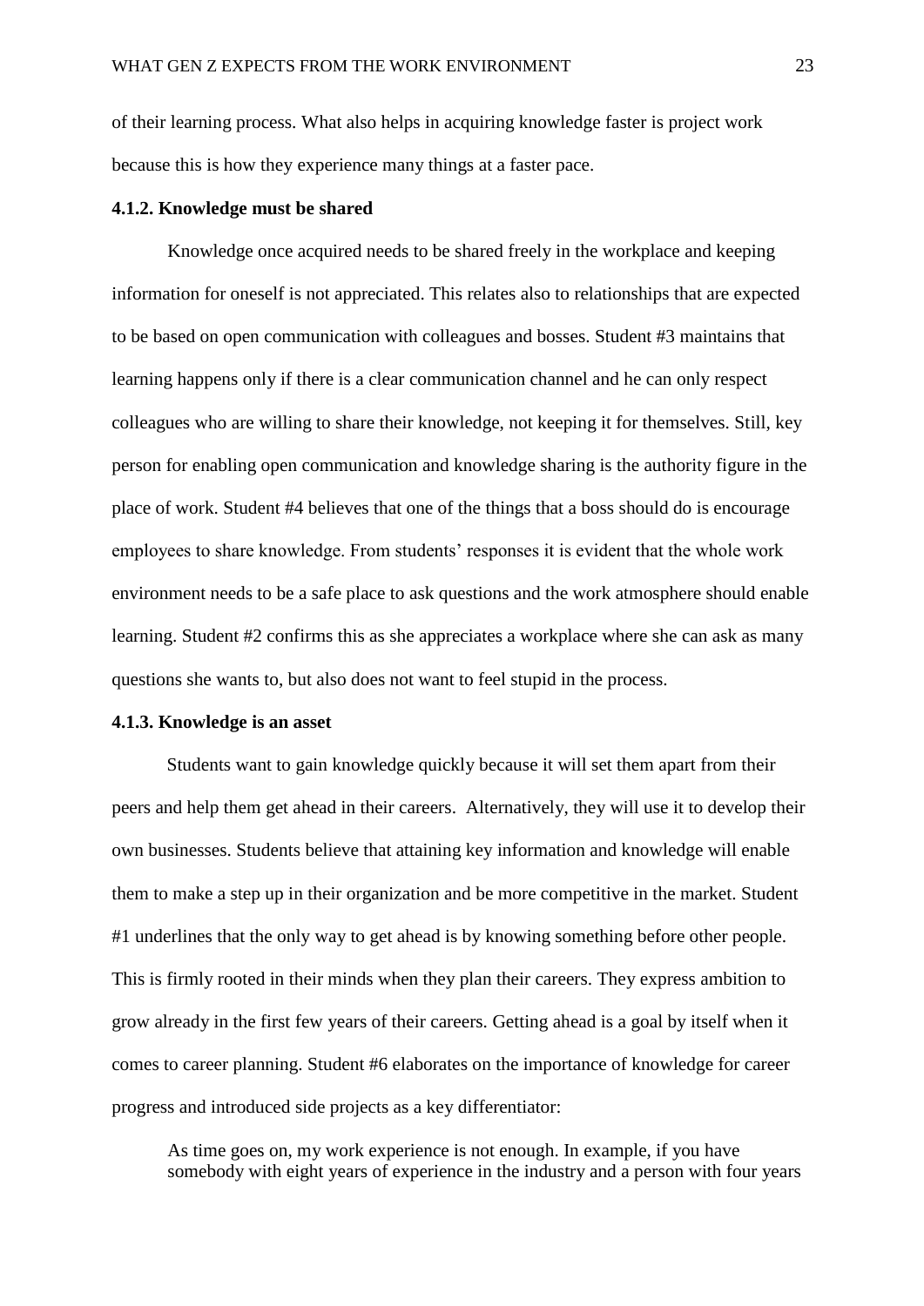of their learning process. What also helps in acquiring knowledge faster is project work because this is how they experience many things at a faster pace.

#### 4.1.2. Knowledge must be shared

Knowledge once acquired needs to be shared freely in the workplace and keeping information for oneself is not appreciated. This relates also to relationships that are expected to be based on open communication with colleagues and bosses. Student #3 maintains that learning happens only if there is a clear communication channel and he can only respect colleagues who are willing to share their knowledge, not keeping it for themselves. Still, key person for enabling open communication and knowledge sharing is the authority figure in the place of work. Student #4 believes that one of the things that a boss should do is encourage employees to share knowledge. From students' responses it is evident that the whole work environment needs to be a safe place to ask questions and the work atmosphere should enable learning. Student #2 confirms this as she appreciates a workplace where she can ask as many questions she wants to, but also does not want to feel stupid in the process.

#### 4.1.3. Knowledge is an asset

Students want to gain knowledge quickly because it will set them apart from their peers and help them get ahead in their careers. Alternatively, they will use it to develop their own businesses. Students believe that attaining key information and knowledge will enable them to make a step up in their organization and be more competitive in the market. Student #1 underlines that the only way to get ahead is by knowing something before other people. This is firmly rooted in their minds when they plan their careers. They express ambition to grow already in the first few years of their careers. Getting ahead is a goal by itself when it comes to career planning. Student #6 elaborates on the importance of knowledge for career progress and introduced side projects as a key differentiator:

> As time goes on, my work experience is not enough. In example, if you have somebody with eight years of experience in the industry and a person with four years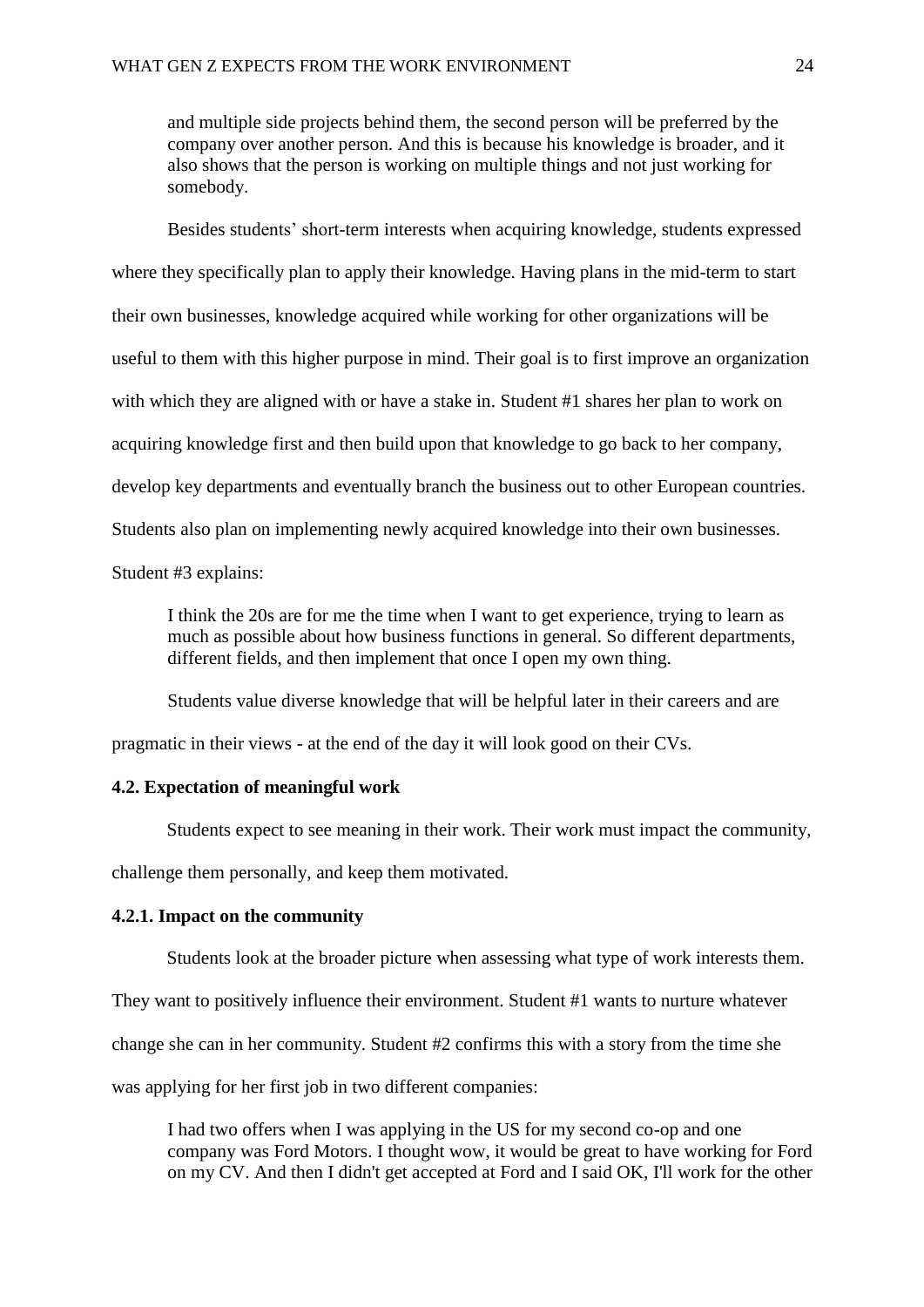> and multiple side projects behind them, the second person will be preferred by the company over another person. And this is because his knowledge is broader, and it also shows that the person is working on multiple things and not just working for somebody.

Besides students' short-term interests when acquiring knowledge, students expressed where they specifically plan to apply their knowledge. Having plans in the mid-term to start their own businesses, knowledge acquired while working for other organizations will be useful to them with this higher purpose in mind. Their goal is to first improve an organization with which they are aligned with or have a stake in. Student #1 shares her plan to work on acquiring knowledge first and then build upon that knowledge to go back to her company, develop key departments and eventually branch the business out to other European countries. Students also plan on implementing newly acquired knowledge into their own businesses. Student #3 explains:

> I think the 20s are for me the time when I want to get experience, trying to learn as much as possible about how business functions in general. So different departments, different fields, and then implement that once I open my own thing.

Students value diverse knowledge that will be helpful later in their careers and are pragmatic in their views - at the end of the day it will look good on their CVs.

### 4.2. Expectation of meaningful work

Students expect to see meaning in their work. Their work must impact the community, challenge them personally, and keep them motivated.

#### 4.2.1. Impact on the community

Students look at the broader picture when assessing what type of work interests them. They want to positively influence their environment. Student #1 wants to nurture whatever change she can in her community. Student #2 confirms this with a story from the time she was applying for her first job in two different companies:

> I had two offers when I was applying in the US for my second co-op and one company was Ford Motors. I thought wow, it would be great to have working for Ford on my CV. And then I didn't get accepted at Ford and I said OK, I'll work for the other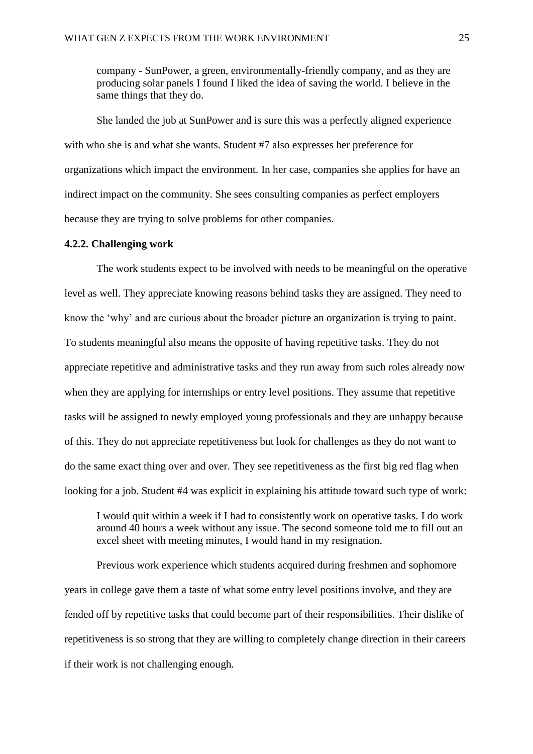> company - SunPower, a green, environmentally-friendly company, and as they are producing solar panels I found I liked the idea of saving the world. I believe in the same things that they do.

She landed the job at SunPower and is sure this was a perfectly aligned experience with who she is and what she wants. Student #7 also expresses her preference for organizations which impact the environment. In her case, companies she applies for have an indirect impact on the community. She sees consulting companies as perfect employers because they are trying to solve problems for other companies.

**4.2.2. Challenging work**

The work students expect to be involved with needs to be meaningful on the operative level as well. They appreciate knowing reasons behind tasks they are assigned. They need to know the 'why' and are curious about the broader picture an organization is trying to paint. To students meaningful also means the opposite of having repetitive tasks. They do not appreciate repetitive and administrative tasks and they run away from such roles already now when they are applying for internships or entry level positions. They assume that repetitive tasks will be assigned to newly employed young professionals and they are unhappy because of this. They do not appreciate repetitiveness but look for challenges as they do not want to do the same exact thing over and over. They see repetitiveness as the first big red flag when looking for a job. Student #4 was explicit in explaining his attitude toward such type of work:

> I would quit within a week if I had to consistently work on operative tasks. I do work around 40 hours a week without any issue. The second someone told me to fill out an excel sheet with meeting minutes, I would hand in my resignation.

Previous work experience which students acquired during freshmen and sophomore years in college gave them a taste of what some entry level positions involve, and they are fended off by repetitive tasks that could become part of their responsibilities. Their dislike of repetitiveness is so strong that they are willing to completely change direction in their careers if their work is not challenging enough.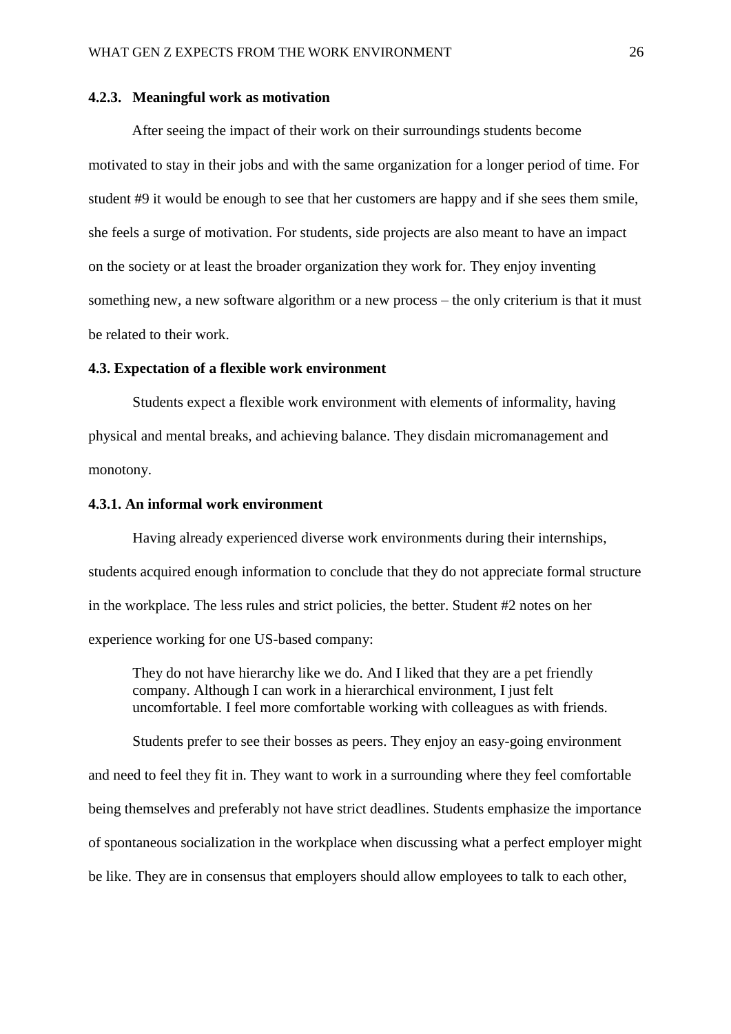#### 4.2.3. Meaningful work as motivation

After seeing the impact of their work on their surroundings students become motivated to stay in their jobs and with the same organization for a longer period of time. For student #9 it would be enough to see that her customers are happy and if she sees them smile, she feels a surge of motivation. For students, side projects are also meant to have an impact on the society or at least the broader organization they work for. They enjoy inventing something new, a new software algorithm or a new process – the only criterium is that it must be related to their work.

### 4.3. Expectation of a flexible work environment

Students expect a flexible work environment with elements of informality, having physical and mental breaks, and achieving balance. They disdain micromanagement and monotony.

#### 4.3.1. An informal work environment

Having already experienced diverse work environments during their internships, students acquired enough information to conclude that they do not appreciate formal structure in the workplace. The less rules and strict policies, the better. Student #2 notes on her experience working for one US-based company:

> They do not have hierarchy like we do. And I liked that they are a pet friendly company. Although I can work in a hierarchical environment, I just felt uncomfortable. I feel more comfortable working with colleagues as with friends.

Students prefer to see their bosses as peers. They enjoy an easy-going environment and need to feel they fit in. They want to work in a surrounding where they feel comfortable being themselves and preferably not have strict deadlines. Students emphasize the importance of spontaneous socialization in the workplace when discussing what a perfect employer might be like. They are in consensus that employers should allow employees to talk to each other,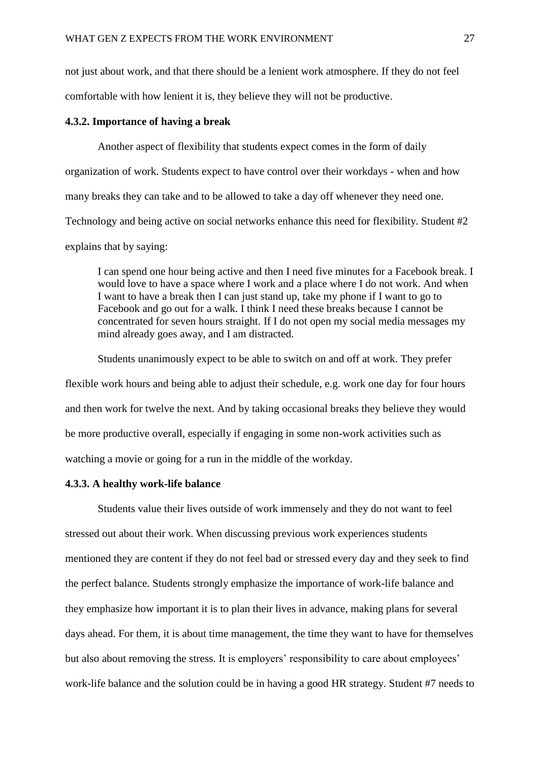not just about work, and that there should be a lenient work atmosphere. If they do not feel comfortable with how lenient it is, they believe they will not be productive.

### 4.3.2. Importance of having a break

Another aspect of flexibility that students expect comes in the form of daily organization of work. Students expect to have control over their workdays - when and how many breaks they can take and to be allowed to take a day off whenever they need one. Technology and being active on social networks enhance this need for flexibility. Student #2 explains that by saying:

> I can spend one hour being active and then I need five minutes for a Facebook break. I would love to have a space where I work and a place where I do not work. And when I want to have a break then I can just stand up, take my phone if I want to go to Facebook and go out for a walk. I think I need these breaks because I cannot be concentrated for seven hours straight. If I do not open my social media messages my mind already goes away, and I am distracted.

Students unanimously expect to be able to switch on and off at work. They prefer flexible work hours and being able to adjust their schedule, e.g. work one day for four hours and then work for twelve the next. And by taking occasional breaks they believe they would be more productive overall, especially if engaging in some non-work activities such as watching a movie or going for a run in the middle of the workday.

### 4.3.3. A healthy work-life balance

Students value their lives outside of work immensely and they do not want to feel stressed out about their work. When discussing previous work experiences students mentioned they are content if they do not feel bad or stressed every day and they seek to find the perfect balance. Students strongly emphasize the importance of work-life balance and they emphasize how important it is to plan their lives in advance, making plans for several days ahead. For them, it is about time management, the time they want to have for themselves but also about removing the stress. It is employers' responsibility to care about employees' work-life balance and the solution could be in having a good HR strategy. Student #7 needs to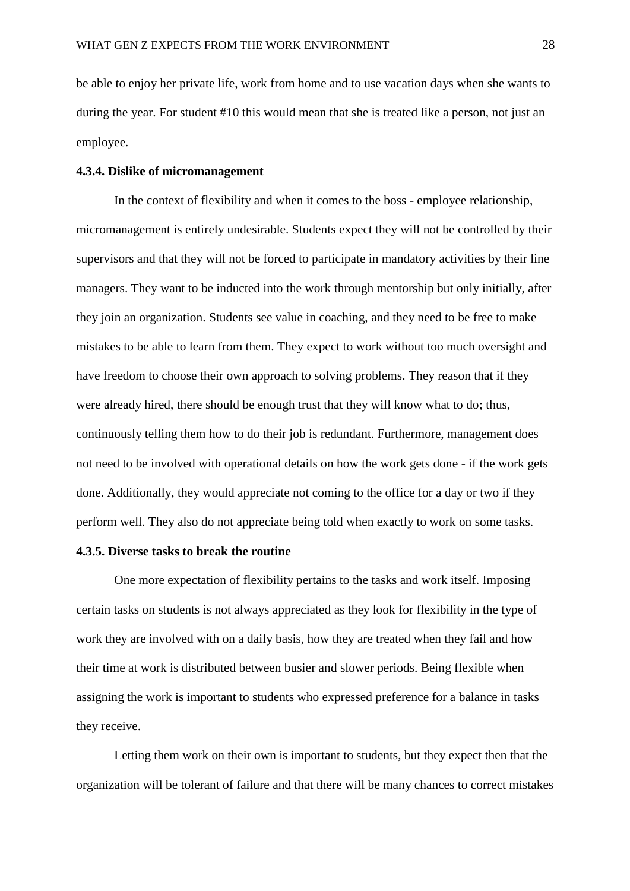be able to enjoy her private life, work from home and to use vacation days when she wants to during the year. For student #10 this would mean that she is treated like a person, not just an employee.

#### 4.3.4. Dislike of micromanagement

In the context of flexibility and when it comes to the boss - employee relationship, micromanagement is entirely undesirable. Students expect they will not be controlled by their supervisors and that they will not be forced to participate in mandatory activities by their line managers. They want to be inducted into the work through mentorship but only initially, after they join an organization. Students see value in coaching, and they need to be free to make mistakes to be able to learn from them. They expect to work without too much oversight and have freedom to choose their own approach to solving problems. They reason that if they were already hired, there should be enough trust that they will know what to do; thus, continuously telling them how to do their job is redundant. Furthermore, management does not need to be involved with operational details on how the work gets done - if the work gets done. Additionally, they would appreciate not coming to the office for a day or two if they perform well. They also do not appreciate being told when exactly to work on some tasks.

#### 4.3.5. Diverse tasks to break the routine

One more expectation of flexibility pertains to the tasks and work itself. Imposing certain tasks on students is not always appreciated as they look for flexibility in the type of work they are involved with on a daily basis, how they are treated when they fail and how their time at work is distributed between busier and slower periods. Being flexible when assigning the work is important to students who expressed preference for a balance in tasks they receive.

Letting them work on their own is important to students, but they expect then that the organization will be tolerant of failure and that there will be many chances to correct mistakes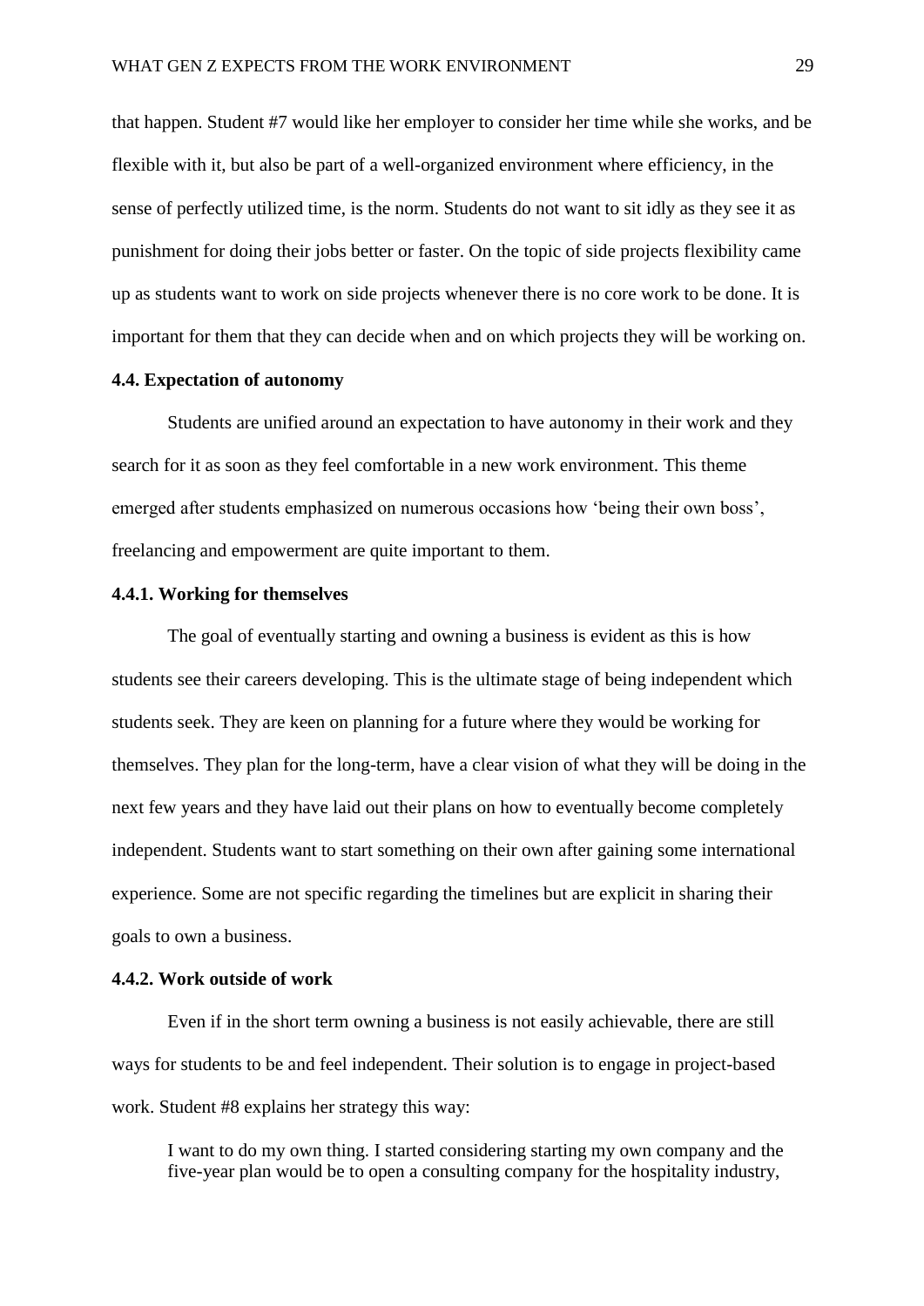that happen. Student #7 would like her employer to consider her time while she works, and be flexible with it, but also be part of a well-organized environment where efficiency, in the sense of perfectly utilized time, is the norm. Students do not want to sit idly as they see it as punishment for doing their jobs better or faster. On the topic of side projects flexibility came up as students want to work on side projects whenever there is no core work to be done. It is important for them that they can decide when and on which projects they will be working on.

### 4.4. Expectation of autonomy

Students are unified around an expectation to have autonomy in their work and they search for it as soon as they feel comfortable in a new work environment. This theme emerged after students emphasized on numerous occasions how 'being their own boss', freelancing and empowerment are quite important to them.

#### 4.4.1. Working for themselves

The goal of eventually starting and owning a business is evident as this is how students see their careers developing. This is the ultimate stage of being independent which students seek. They are keen on planning for a future where they would be working for themselves. They plan for the long-term, have a clear vision of what they will be doing in the next few years and they have laid out their plans on how to eventually become completely independent. Students want to start something on their own after gaining some international experience. Some are not specific regarding the timelines but are explicit in sharing their goals to own a business.

#### 4.4.2. Work outside of work

Even if in the short term owning a business is not easily achievable, there are still ways for students to be and feel independent. Their solution is to engage in project-based work. Student #8 explains her strategy this way:

> I want to do my own thing. I started considering starting my own company and the five-year plan would be to open a consulting company for the hospitality industry,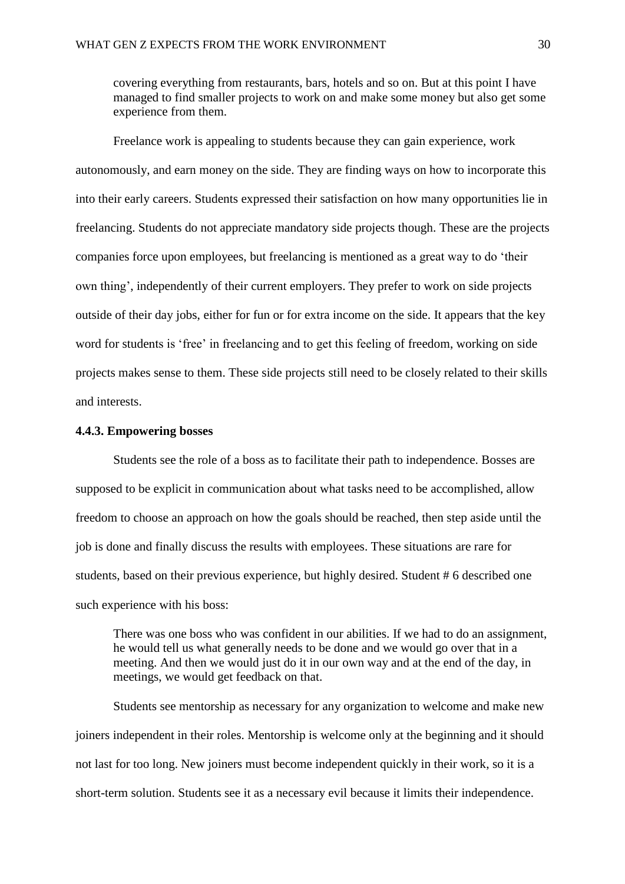> covering everything from restaurants, bars, hotels and so on. But at this point I have managed to find smaller projects to work on and make some money but also get some experience from them.

Freelance work is appealing to students because they can gain experience, work autonomously, and earn money on the side. They are finding ways on how to incorporate this into their early careers. Students expressed their satisfaction on how many opportunities lie in freelancing. Students do not appreciate mandatory side projects though. These are the projects companies force upon employees, but freelancing is mentioned as a great way to do 'their own thing', independently of their current employers. They prefer to work on side projects outside of their day jobs, either for fun or for extra income on the side. It appears that the key word for students is 'free' in freelancing and to get this feeling of freedom, working on side projects makes sense to them. These side projects still need to be closely related to their skills and interests.

#### 4.4.3. Empowering bosses

Students see the role of a boss as to facilitate their path to independence. Bosses are supposed to be explicit in communication about what tasks need to be accomplished, allow freedom to choose an approach on how the goals should be reached, then step aside until the job is done and finally discuss the results with employees. These situations are rare for students, based on their previous experience, but highly desired. Student # 6 described one such experience with his boss:

> There was one boss who was confident in our abilities. If we had to do an assignment, he would tell us what generally needs to be done and we would go over that in a meeting. And then we would just do it in our own way and at the end of the day, in meetings, we would get feedback on that.

Students see mentorship as necessary for any organization to welcome and make new joiners independent in their roles. Mentorship is welcome only at the beginning and it should not last for too long. New joiners must become independent quickly in their work, so it is a short-term solution. Students see it as a necessary evil because it limits their independence.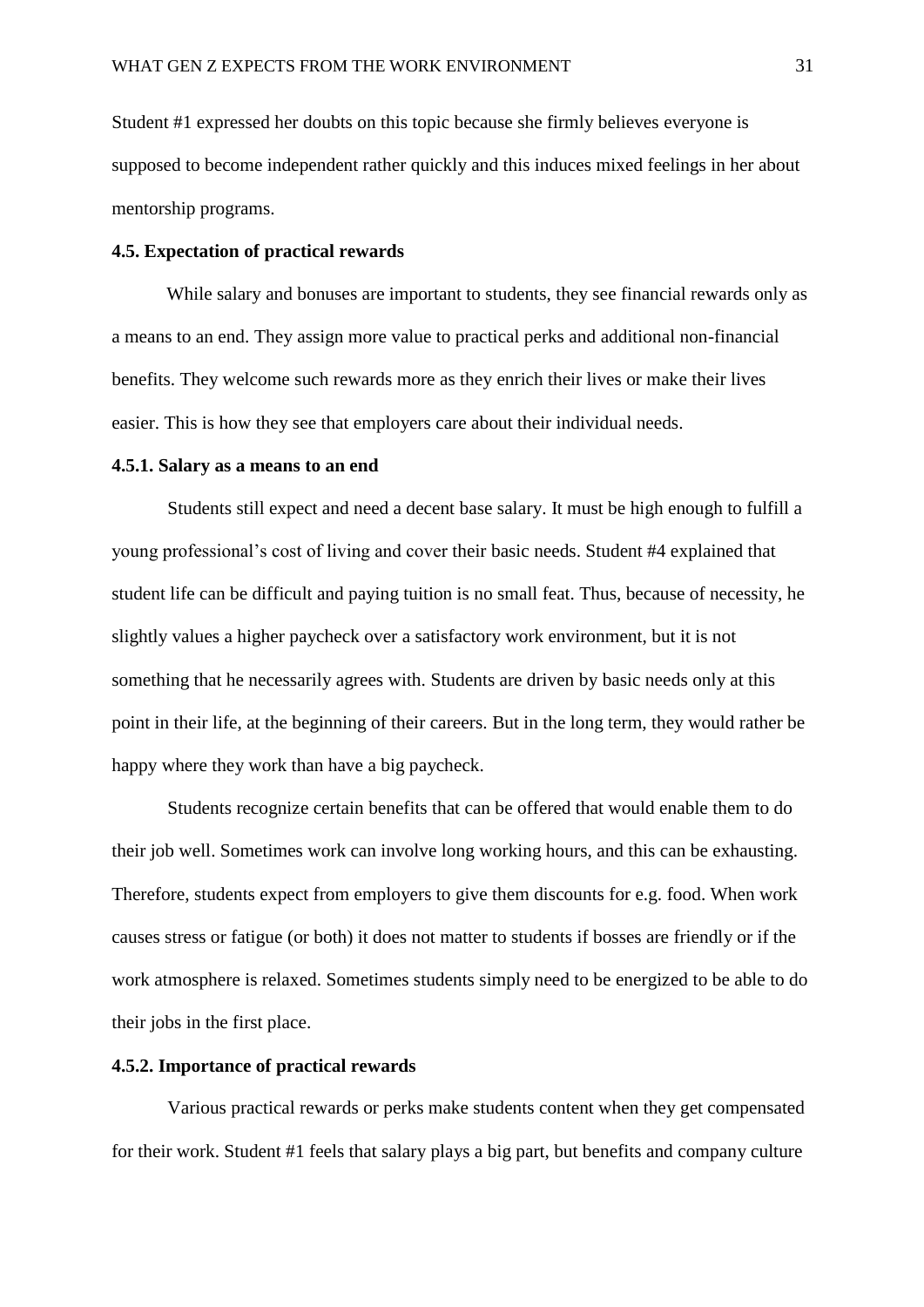Student #1 expressed her doubts on this topic because she firmly believes everyone is supposed to become independent rather quickly and this induces mixed feelings in her about mentorship programs.

### 4.5. Expectation of practical rewards

While salary and bonuses are important to students, they see financial rewards only as a means to an end. They assign more value to practical perks and additional non-financial benefits. They welcome such rewards more as they enrich their lives or make their lives easier. This is how they see that employers care about their individual needs.

#### 4.5.1. Salary as a means to an end

Students still expect and need a decent base salary. It must be high enough to fulfill a young professional's cost of living and cover their basic needs. Student #4 explained that student life can be difficult and paying tuition is no small feat. Thus, because of necessity, he slightly values a higher paycheck over a satisfactory work environment, but it is not something that he necessarily agrees with. Students are driven by basic needs only at this point in their life, at the beginning of their careers. But in the long term, they would rather be happy where they work than have a big paycheck.

Students recognize certain benefits that can be offered that would enable them to do their job well. Sometimes work can involve long working hours, and this can be exhausting. Therefore, students expect from employers to give them discounts for e.g. food. When work causes stress or fatigue (or both) it does not matter to students if bosses are friendly or if the work atmosphere is relaxed. Sometimes students simply need to be energized to be able to do their jobs in the first place.

#### 4.5.2. Importance of practical rewards

Various practical rewards or perks make students content when they get compensated for their work. Student #1 feels that salary plays a big part, but benefits and company culture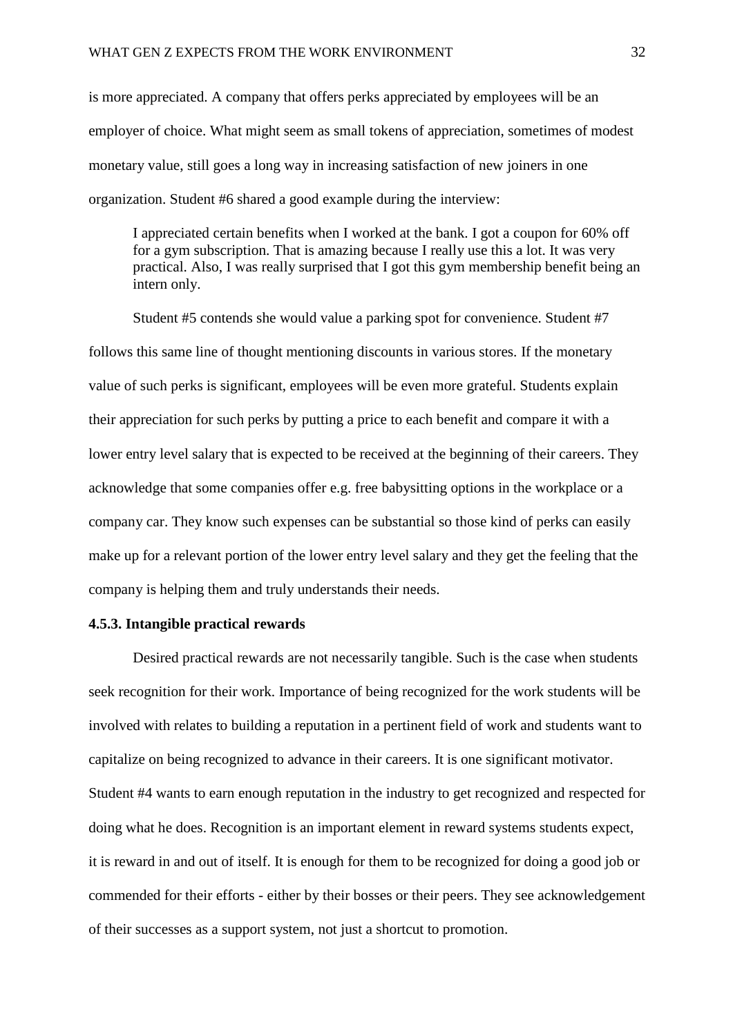is more appreciated. A company that offers perks appreciated by employees will be an employer of choice. What might seem as small tokens of appreciation, sometimes of modest monetary value, still goes a long way in increasing satisfaction of new joiners in one organization. Student #6 shared a good example during the interview:

> I appreciated certain benefits when I worked at the bank. I got a coupon for 60% off for a gym subscription. That is amazing because I really use this a lot. It was very practical. Also, I was really surprised that I got this gym membership benefit being an intern only.

Student #5 contends she would value a parking spot for convenience. Student #7 follows this same line of thought mentioning discounts in various stores. If the monetary value of such perks is significant, employees will be even more grateful. Students explain their appreciation for such perks by putting a price to each benefit and compare it with a lower entry level salary that is expected to be received at the beginning of their careers. They acknowledge that some companies offer e.g. free babysitting options in the workplace or a company car. They know such expenses can be substantial so those kind of perks can easily make up for a relevant portion of the lower entry level salary and they get the feeling that the company is helping them and truly understands their needs.

#### 4.5.3. Intangible practical rewards

Desired practical rewards are not necessarily tangible. Such is the case when students seek recognition for their work. Importance of being recognized for the work students will be involved with relates to building a reputation in a pertinent field of work and students want to capitalize on being recognized to advance in their careers. It is one significant motivator. Student #4 wants to earn enough reputation in the industry to get recognized and respected for doing what he does. Recognition is an important element in reward systems students expect, it is reward in and out of itself. It is enough for them to be recognized for doing a good job or commended for their efforts - either by their bosses or their peers. They see acknowledgement of their successes as a support system, not just a shortcut to promotion.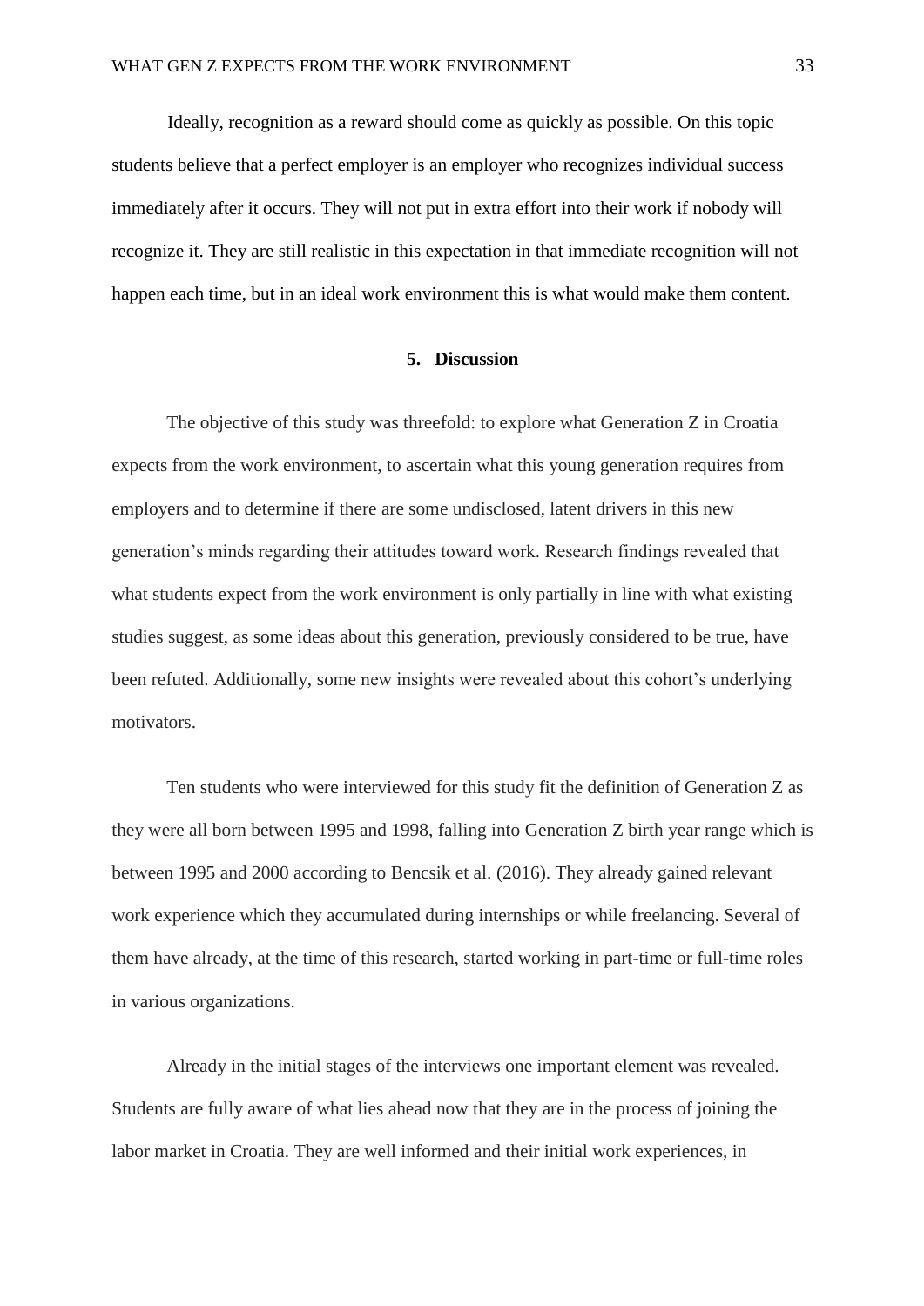Ideally, recognition as a reward should come as quickly as possible. On this topic students believe that a perfect employer is an employer who recognizes individual success immediately after it occurs. They will not put in extra effort into their work if nobody will recognize it. They are still realistic in this expectation in that immediate recognition will not happen each time, but in an ideal work environment this is what would make them content.

## 5. Discussion

The objective of this study was threefold: to explore what Generation Z in Croatia expects from the work environment, to ascertain what this young generation requires from employers and to determine if there are some undisclosed, latent drivers in this new generation's minds regarding their attitudes toward work. Research findings revealed that what students expect from the work environment is only partially in line with what existing studies suggest, as some ideas about this generation, previously considered to be true, have been refuted. Additionally, some new insights were revealed about this cohort's underlying motivators.

Ten students who were interviewed for this study fit the definition of Generation Z as they were all born between 1995 and 1998, falling into Generation Z birth year range which is between 1995 and 2000 according to Bencsik et al. (2016). They already gained relevant work experience which they accumulated during internships or while freelancing. Several of them have already, at the time of this research, started working in part-time or full-time roles in various organizations.

Already in the initial stages of the interviews one important element was revealed. Students are fully aware of what lies ahead now that they are in the process of joining the labor market in Croatia. They are well informed and their initial work experiences, in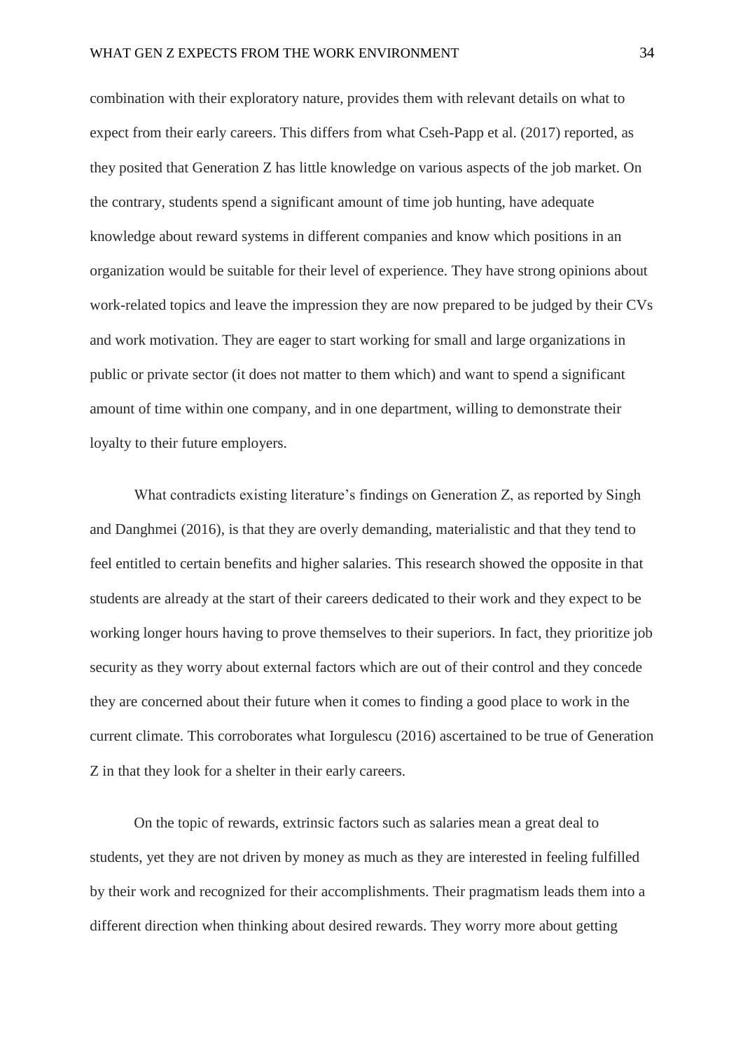combination with their exploratory nature, provides them with relevant details on what to expect from their early careers. This differs from what Cseh-Papp et al. (2017) reported, as they posited that Generation Z has little knowledge on various aspects of the job market. On the contrary, students spend a significant amount of time job hunting, have adequate knowledge about reward systems in different companies and know which positions in an organization would be suitable for their level of experience. They have strong opinions about work-related topics and leave the impression they are now prepared to be judged by their CVs and work motivation. They are eager to start working for small and large organizations in public or private sector (it does not matter to them which) and want to spend a significant amount of time within one company, and in one department, willing to demonstrate their loyalty to their future employers.

What contradicts existing literature's findings on Generation Z, as reported by Singh and Danghmei (2016), is that they are overly demanding, materialistic and that they tend to feel entitled to certain benefits and higher salaries. This research showed the opposite in that students are already at the start of their careers dedicated to their work and they expect to be working longer hours having to prove themselves to their superiors. In fact, they prioritize job security as they worry about external factors which are out of their control and they concede they are concerned about their future when it comes to finding a good place to work in the current climate. This corroborates what Iorgulescu (2016) ascertained to be true of Generation Z in that they look for a shelter in their early careers.

On the topic of rewards, extrinsic factors such as salaries mean a great deal to students, yet they are not driven by money as much as they are interested in feeling fulfilled by their work and recognized for their accomplishments. Their pragmatism leads them into a different direction when thinking about desired rewards. They worry more about getting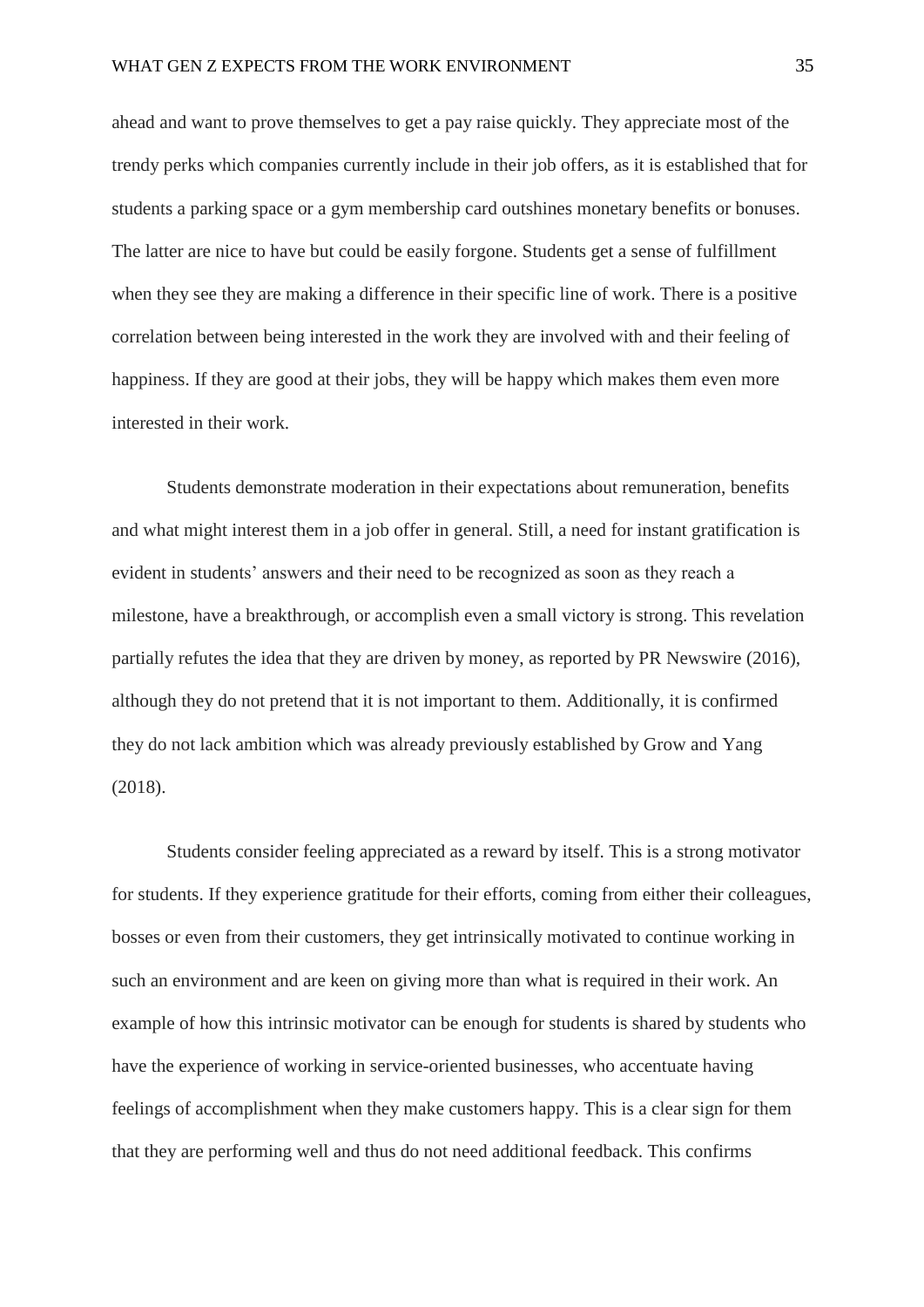ahead and want to prove themselves to get a pay raise quickly. They appreciate most of the trendy perks which companies currently include in their job offers, as it is established that for students a parking space or a gym membership card outshines monetary benefits or bonuses. The latter are nice to have but could be easily forgone. Students get a sense of fulfillment when they see they are making a difference in their specific line of work. There is a positive correlation between being interested in the work they are involved with and their feeling of happiness. If they are good at their jobs, they will be happy which makes them even more interested in their work.

Students demonstrate moderation in their expectations about remuneration, benefits and what might interest them in a job offer in general. Still, a need for instant gratification is evident in students' answers and their need to be recognized as soon as they reach a milestone, have a breakthrough, or accomplish even a small victory is strong. This revelation partially refutes the idea that they are driven by money, as reported by PR Newswire (2016), although they do not pretend that it is not important to them. Additionally, it is confirmed they do not lack ambition which was already previously established by Grow and Yang (2018).

Students consider feeling appreciated as a reward by itself. This is a strong motivator for students. If they experience gratitude for their efforts, coming from either their colleagues, bosses or even from their customers, they get intrinsically motivated to continue working in such an environment and are keen on giving more than what is required in their work. An example of how this intrinsic motivator can be enough for students is shared by students who have the experience of working in service-oriented businesses, who accentuate having feelings of accomplishment when they make customers happy. This is a clear sign for them that they are performing well and thus do not need additional feedback. This confirms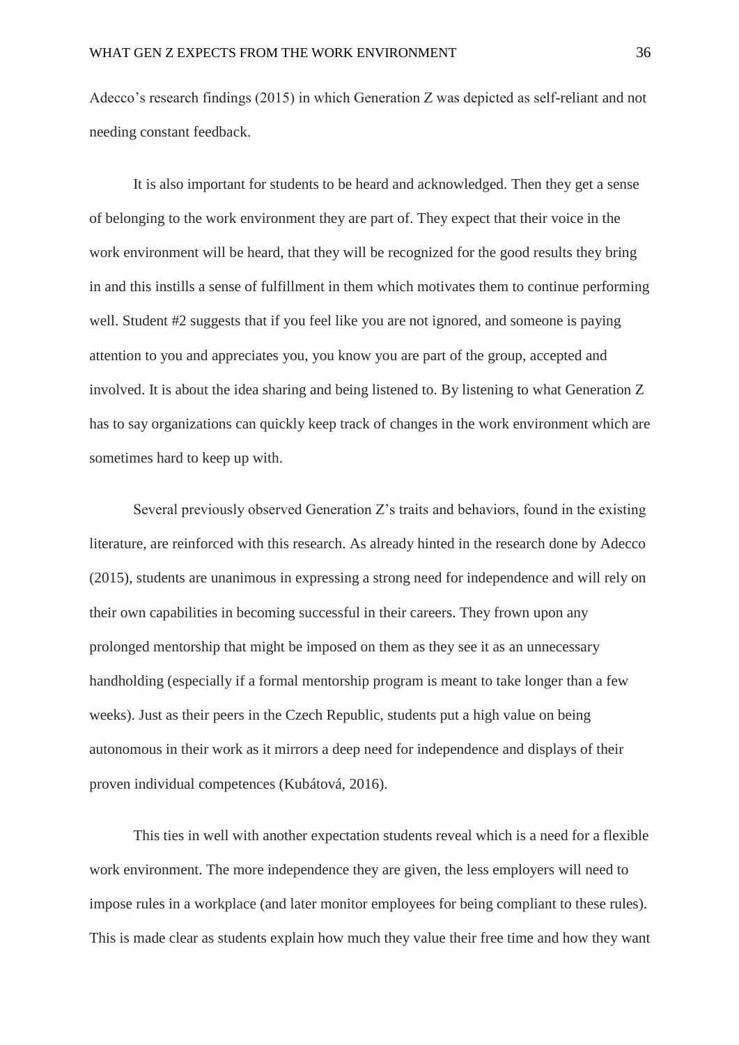Adecco's research findings (2015) in which Generation Z was depicted as self-reliant and not needing constant feedback.

It is also important for students to be heard and acknowledged. Then they get a sense of belonging to the work environment they are part of. They expect that their voice in the work environment will be heard, that they will be recognized for the good results they bring in and this instills a sense of fulfillment in them which motivates them to continue performing well. Student #2 suggests that if you feel like you are not ignored, and someone is paying attention to you and appreciates you, you know you are part of the group, accepted and involved. It is about the idea sharing and being listened to. By listening to what Generation Z has to say organizations can quickly keep track of changes in the work environment which are sometimes hard to keep up with.

Several previously observed Generation Z's traits and behaviors, found in the existing literature, are reinforced with this research. As already hinted in the research done by Adecco (2015), students are unanimous in expressing a strong need for independence and will rely on their own capabilities in becoming successful in their careers. They frown upon any prolonged mentorship that might be imposed on them as they see it as an unnecessary handholding (especially if a formal mentorship program is meant to take longer than a few weeks). Just as their peers in the Czech Republic, students put a high value on being autonomous in their work as it mirrors a deep need for independence and displays of their proven individual competences (Kubátová, 2016).

This ties in well with another expectation students reveal which is a need for a flexible work environment. The more independence they are given, the less employers will need to impose rules in a workplace (and later monitor employees for being compliant to these rules). This is made clear as students explain how much they value their free time and how they want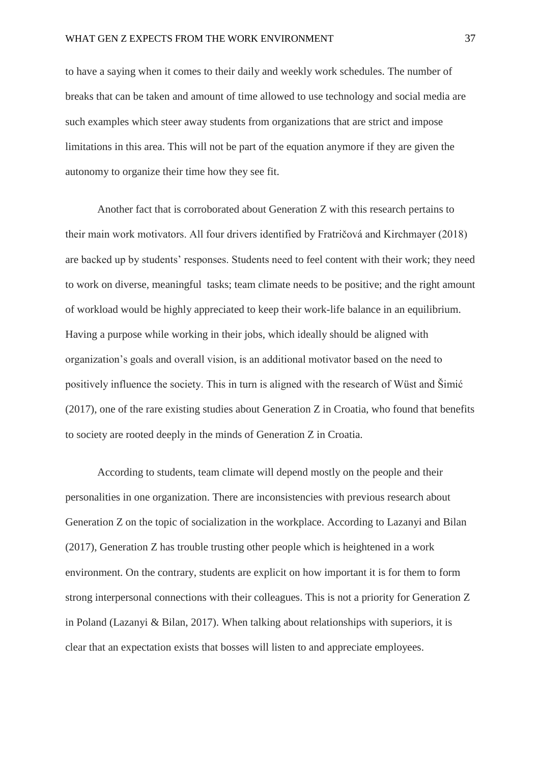to have a saying when it comes to their daily and weekly work schedules. The number of breaks that can be taken and amount of time allowed to use technology and social media are such examples which steer away students from organizations that are strict and impose limitations in this area. This will not be part of the equation anymore if they are given the autonomy to organize their time how they see fit.

Another fact that is corroborated about Generation Z with this research pertains to their main work motivators. All four drivers identified by Fratričová and Kirchmayer (2018) are backed up by students' responses. Students need to feel content with their work; they need to work on diverse, meaningful tasks; team climate needs to be positive; and the right amount of workload would be highly appreciated to keep their work-life balance in an equilibrium. Having a purpose while working in their jobs, which ideally should be aligned with organization's goals and overall vision, is an additional motivator based on the need to positively influence the society. This in turn is aligned with the research of Wüst and Šimić (2017), one of the rare existing studies about Generation Z in Croatia, who found that benefits to society are rooted deeply in the minds of Generation Z in Croatia.

According to students, team climate will depend mostly on the people and their personalities in one organization. There are inconsistencies with previous research about Generation Z on the topic of socialization in the workplace. According to Lazanyi and Bilan (2017), Generation Z has trouble trusting other people which is heightened in a work environment. On the contrary, students are explicit on how important it is for them to form strong interpersonal connections with their colleagues. This is not a priority for Generation Z in Poland (Lazanyi & Bilan, 2017). When talking about relationships with superiors, it is clear that an expectation exists that bosses will listen to and appreciate employees.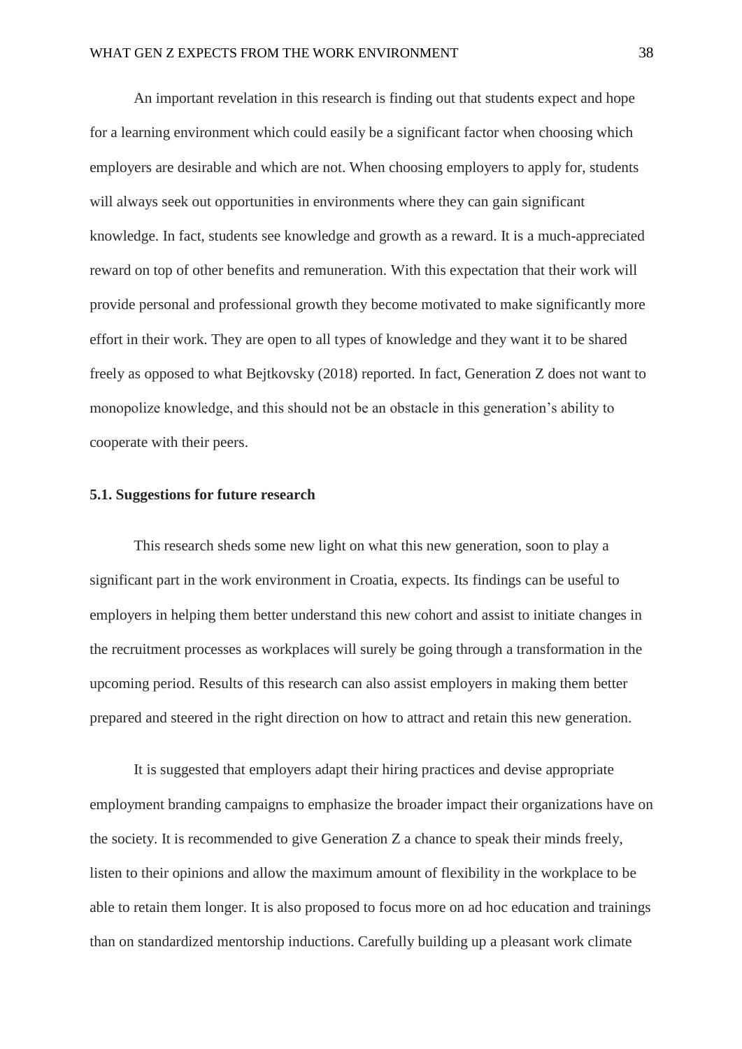An important revelation in this research is finding out that students expect and hope for a learning environment which could easily be a significant factor when choosing which employers are desirable and which are not. When choosing employers to apply for, students will always seek out opportunities in environments where they can gain significant knowledge. In fact, students see knowledge and growth as a reward. It is a much-appreciated reward on top of other benefits and remuneration. With this expectation that their work will provide personal and professional growth they become motivated to make significantly more effort in their work. They are open to all types of knowledge and they want it to be shared freely as opposed to what Bejtkovsky (2018) reported. In fact, Generation Z does not want to monopolize knowledge, and this should not be an obstacle in this generation's ability to cooperate with their peers.

### 5.1. Suggestions for future research

This research sheds some new light on what this new generation, soon to play a significant part in the work environment in Croatia, expects. Its findings can be useful to employers in helping them better understand this new cohort and assist to initiate changes in the recruitment processes as workplaces will surely be going through a transformation in the upcoming period. Results of this research can also assist employers in making them better prepared and steered in the right direction on how to attract and retain this new generation.

It is suggested that employers adapt their hiring practices and devise appropriate employment branding campaigns to emphasize the broader impact their organizations have on the society. It is recommended to give Generation Z a chance to speak their minds freely, listen to their opinions and allow the maximum amount of flexibility in the workplace to be able to retain them longer. It is also proposed to focus more on ad hoc education and trainings than on standardized mentorship inductions. Carefully building up a pleasant work climate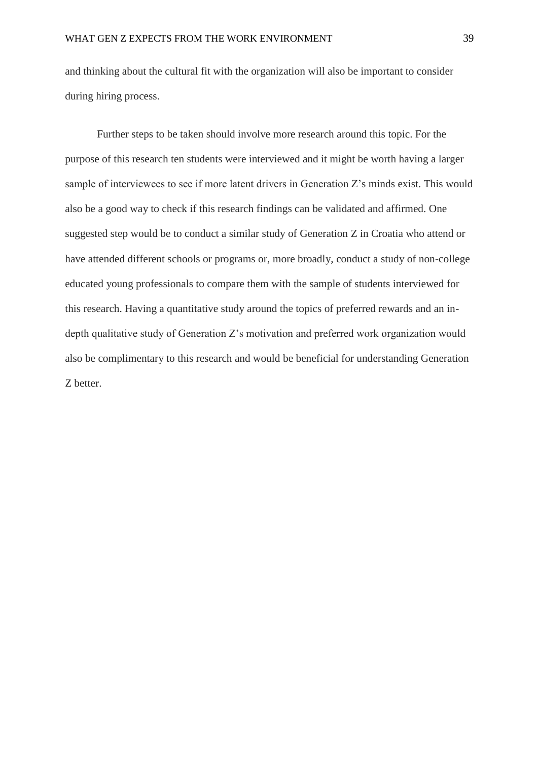and thinking about the cultural fit with the organization will also be important to consider during hiring process.

Further steps to be taken should involve more research around this topic. For the purpose of this research ten students were interviewed and it might be worth having a larger sample of interviewees to see if more latent drivers in Generation Z's minds exist. This would also be a good way to check if this research findings can be validated and affirmed. One suggested step would be to conduct a similar study of Generation Z in Croatia who attend or have attended different schools or programs or, more broadly, conduct a study of non-college educated young professionals to compare them with the sample of students interviewed for this research. Having a quantitative study around the topics of preferred rewards and an in-depth qualitative study of Generation Z's motivation and preferred work organization would also be complimentary to this research and would be beneficial for understanding Generation Z better.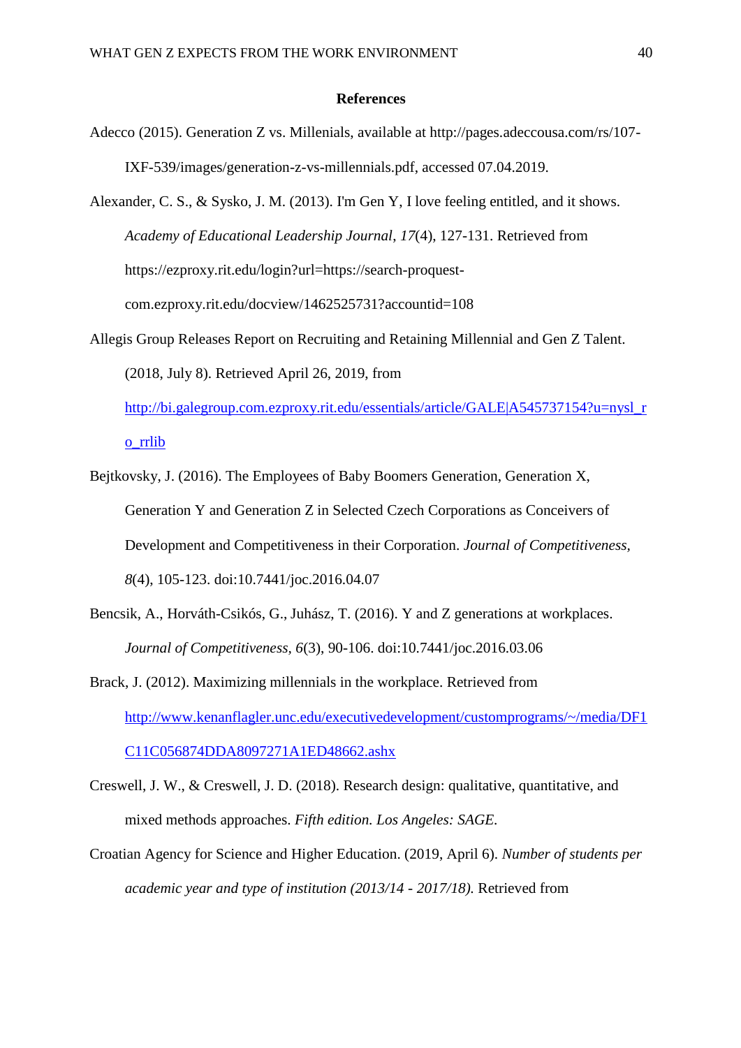# References

Adecco (2015). Generation Z vs. Millenials, available at http://pages.adeccousa.com/rs/107-IXF-539/images/generation-z-vs-millennials.pdf, accessed 07.04.2019.

Alexander, C. S., & Sysko, J. M. (2013). I'm Gen Y, I love feeling entitled, and it shows. *Academy of Educational Leadership Journal*, *17*(4), 127-131. Retrieved from https://ezproxy.rit.edu/login?url=https://search-proquest-com.ezproxy.rit.edu/docview/1462525731?accountid=108

Allegis Group Releases Report on Recruiting and Retaining Millennial and Gen Z Talent. (2018, July 8). Retrieved April 26, 2019, from http://bi.galegroup.com.ezproxy.rit.edu/essentials/article/GALE|A545737154?u=nysl_ro_rrlib

Bejtkovsky, J. (2016). The Employees of Baby Boomers Generation, Generation X, Generation Y and Generation Z in Selected Czech Corporations as Conceivers of Development and Competitiveness in their Corporation. *Journal of Competitiveness*, *8*(4), 105-123. doi:10.7441/joc.2016.04.07

Bencsik, A., Horváth-Csikós, G., Juhász, T. (2016). Y and Z generations at workplaces. *Journal of Competitiveness*, *6*(3), 90-106. doi:10.7441/joc.2016.03.06

Brack, J. (2012). Maximizing millennials in the workplace. Retrieved from http://www.kenanflagler.unc.edu/executivedevelopment/customprograms/~/media/DF1C11C056874DDA8097271A1ED48662.ashx

Creswell, J. W., & Creswell, J. D. (2018). Research design: qualitative, quantitative, and mixed methods approaches. *Fifth edition. Los Angeles: SAGE.*

Croatian Agency for Science and Higher Education. (2019, April 6). *Number of students per academic year and type of institution (2013/14 - 2017/18).* Retrieved from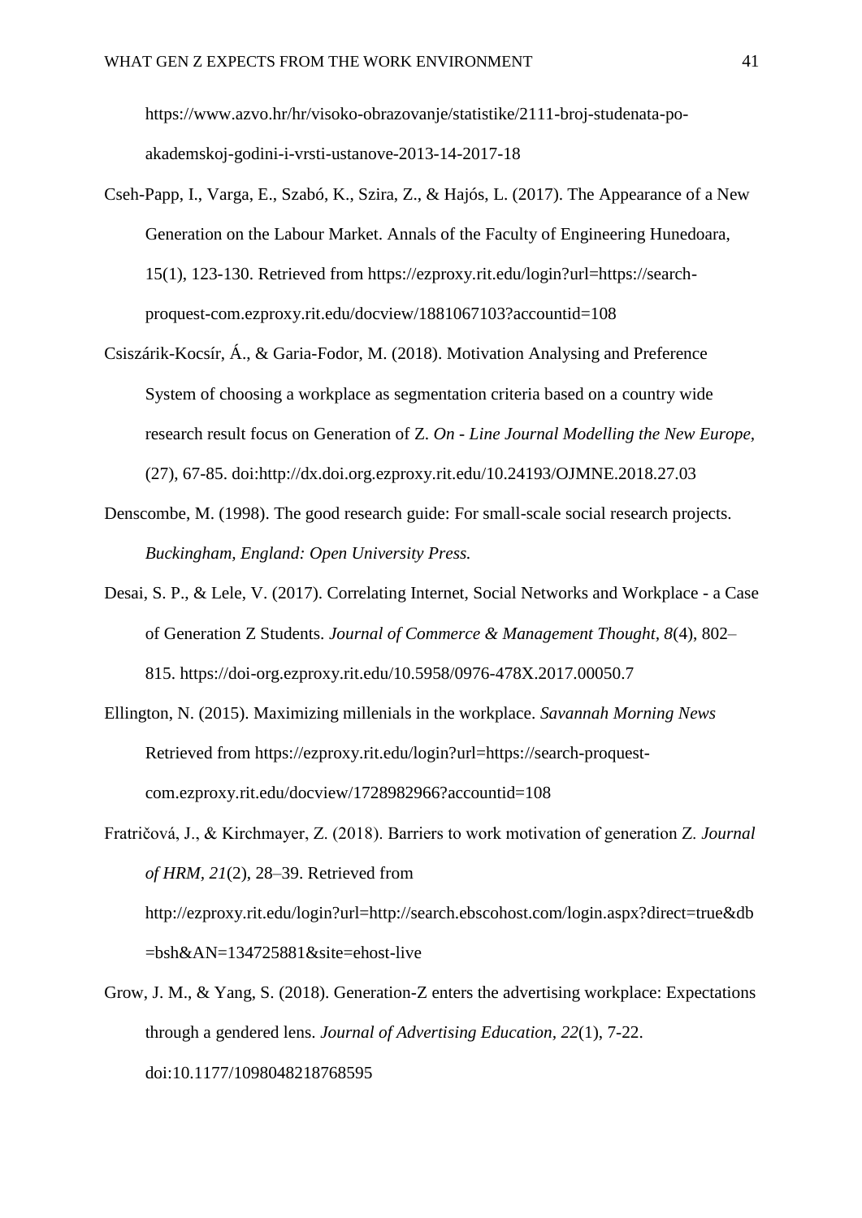https://www.azvo.hr/hr/visoko-obrazovanje/statistike/2111-broj-studenata-po-akademskoj-godini-i-vrsti-ustanove-2013-14-2017-18

Cseh-Papp, I., Varga, E., Szabó, K., Szira, Z., & Hajós, L. (2017). The Appearance of a New Generation on the Labour Market. Annals of the Faculty of Engineering Hunedoara, 15(1), 123-130. Retrieved from https://ezproxy.rit.edu/login?url=https://search-proquest-com.ezproxy.rit.edu/docview/1881067103?accountid=108

Csiszárik-Kocsír, Á., & Garia-Fodor, M. (2018). Motivation Analysing and Preference System of choosing a workplace as segmentation criteria based on a country wide research result focus on Generation of Z. *On - Line Journal Modelling the New Europe*, (27), 67-85. doi:http://dx.doi.org.ezproxy.rit.edu/10.24193/OJMNE.2018.27.03

Denscombe, M. (1998). The good research guide: For small-scale social research projects. *Buckingham, England: Open University Press.*

Desai, S. P., & Lele, V. (2017). Correlating Internet, Social Networks and Workplace - a Case of Generation Z Students. *Journal of Commerce & Management Thought*, *8*(4), 802–815. https://doi-org.ezproxy.rit.edu/10.5958/0976-478X.2017.00050.7

Ellington, N. (2015). Maximizing millenials in the workplace. *Savannah Morning News* Retrieved from https://ezproxy.rit.edu/login?url=https://search-proquest-com.ezproxy.rit.edu/docview/1728982966?accountid=108

Fratričová, J., & Kirchmayer, Z. (2018). Barriers to work motivation of generation Z. *Journal of HRM*, *21*(2), 28–39. Retrieved from http://ezproxy.rit.edu/login?url=http://search.ebscohost.com/login.aspx?direct=true&db=bsh&AN=134725881&site=ehost-live

Grow, J. M., & Yang, S. (2018). Generation-Z enters the advertising workplace: Expectations through a gendered lens. *Journal of Advertising Education*, *22*(1), 7-22. doi:10.1177/1098048218768595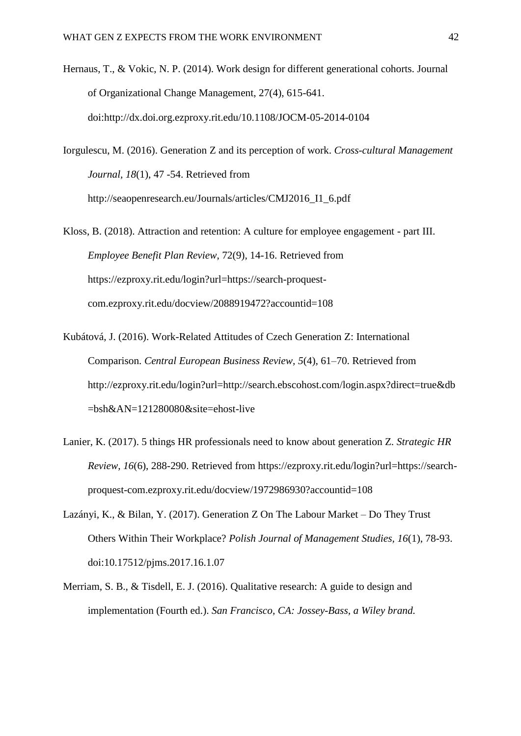Hernaus, T., & Vokic, N. P. (2014). Work design for different generational cohorts. Journal of Organizational Change Management, 27(4), 615-641. doi:http://dx.doi.org.ezproxy.rit.edu/10.1108/JOCM-05-2014-0104

Iorgulescu, M. (2016). Generation Z and its perception of work. *Cross-cultural Management Journal, 18*(1), 47 -54. Retrieved from http://seaopenresearch.eu/Journals/articles/CMJ2016_I1_6.pdf

Kloss, B. (2018). Attraction and retention: A culture for employee engagement - part III. *Employee Benefit Plan Review*, 72(9), 14-16. Retrieved from https://ezproxy.rit.edu/login?url=https://search-proquest-com.ezproxy.rit.edu/docview/2088919472?accountid=108

Kubátová, J. (2016). Work-Related Attitudes of Czech Generation Z: International Comparison. *Central European Business Review, 5*(4), 61–70. Retrieved from http://ezproxy.rit.edu/login?url=http://search.ebscohost.com/login.aspx?direct=true&db=bsh&AN=121280080&site=ehost-live

Lanier, K. (2017). 5 things HR professionals need to know about generation Z. *Strategic HR Review, 16*(6), 288-290. Retrieved from https://ezproxy.rit.edu/login?url=https://search-proquest-com.ezproxy.rit.edu/docview/1972986930?accountid=108

Lazányi, K., & Bilan, Y. (2017). Generation Z On The Labour Market – Do They Trust Others Within Their Workplace? *Polish Journal of Management Studies, 16*(1), 78-93. doi:10.17512/pjms.2017.16.1.07

Merriam, S. B., & Tisdell, E. J. (2016). Qualitative research: A guide to design and implementation (Fourth ed.). *San Francisco, CA: Jossey-Bass, a Wiley brand.*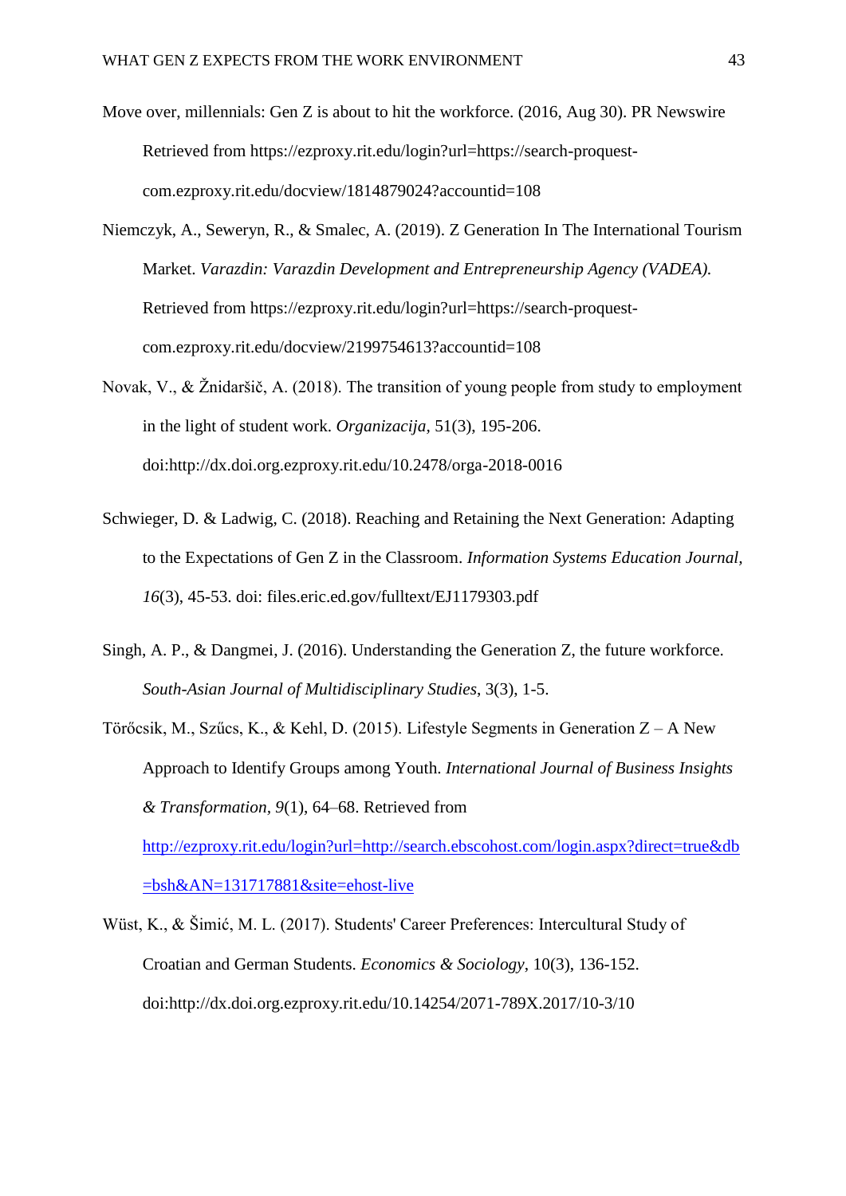Move over, millennials: Gen Z is about to hit the workforce. (2016, Aug 30). PR Newswire Retrieved from https://ezproxy.rit.edu/login?url=https://search-proquest-com.ezproxy.rit.edu/docview/1814879024?accountid=108

Niemczyk, A., Seweryn, R., & Smalec, A. (2019). Z Generation In The International Tourism Market. *Varazdin: Varazdin Development and Entrepreneurship Agency (VADEA).* Retrieved from https://ezproxy.rit.edu/login?url=https://search-proquest-com.ezproxy.rit.edu/docview/2199754613?accountid=108

Novak, V., & Žnidaršič, A. (2018). The transition of young people from study to employment in the light of student work. *Organizacija,* 51(3), 195-206. doi:http://dx.doi.org.ezproxy.rit.edu/10.2478/orga-2018-0016

Schwieger, D. & Ladwig, C. (2018). Reaching and Retaining the Next Generation: Adapting to the Expectations of Gen Z in the Classroom. *Information Systems Education Journal, 16*(3), 45-53. doi: files.eric.ed.gov/fulltext/EJ1179303.pdf

Singh, A. P., & Dangmei, J. (2016). Understanding the Generation Z, the future workforce. *South-Asian Journal of Multidisciplinary Studies*, 3(3), 1-5.

Törőcsik, M., Szűcs, K., & Kehl, D. (2015). Lifestyle Segments in Generation Z – A New Approach to Identify Groups among Youth. *International Journal of Business Insights & Transformation, 9*(1), 64–68. Retrieved from http://ezproxy.rit.edu/login?url=http://search.ebscohost.com/login.aspx?direct=true&db=bsh&AN=131717881&site=ehost-live

Wüst, K., & Šimić, M. L. (2017). Students' Career Preferences: Intercultural Study of Croatian and German Students. *Economics & Sociology*, 10(3), 136-152. doi:http://dx.doi.org.ezproxy.rit.edu/10.14254/2071-789X.2017/10-3/10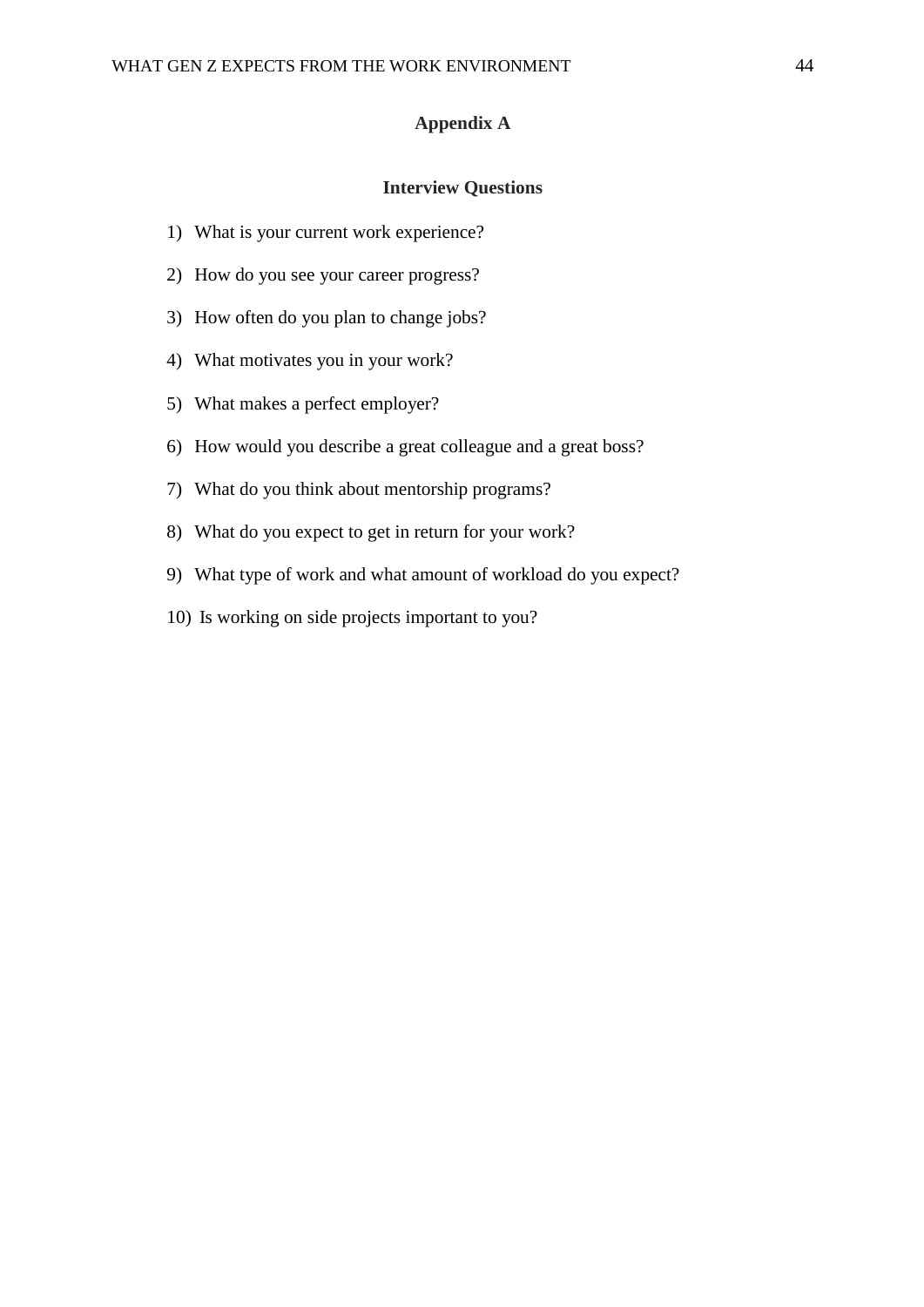## Appendix A

### Interview Questions

1) What is your current work experience?
2) How do you see your career progress?
3) How often do you plan to change jobs?
4) What motivates you in your work?
5) What makes a perfect employer?
6) How would you describe a great colleague and a great boss?
7) What do you think about mentorship programs?
8) What do you expect to get in return for your work?
9) What type of work and what amount of workload do you expect?
10) Is working on side projects important to you?